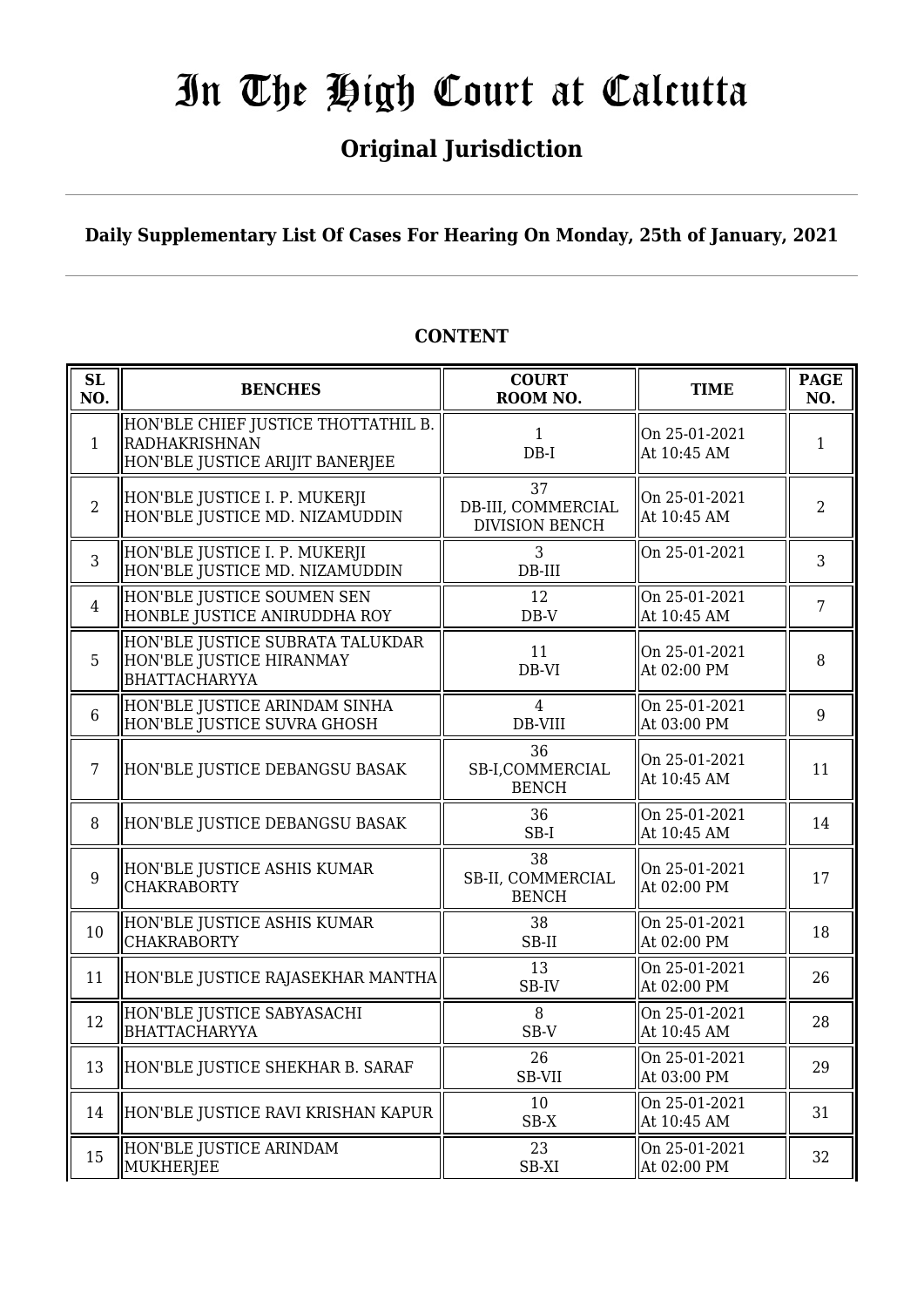# In The High Court at Calcutta

## Original Jurisdiction

**Daily Supplementary List Of Cases For Hearing On Monday, 25th of January, 2021**

**CONTENT**

| SL NO. | BENCHES | COURT ROOM NO. | TIME | PAGE NO. |
|---|---|---|---|---|
| 1 | HON'BLE CHIEF JUSTICE THOTTATHIL B. RADHAKRISHNAN<br>HON'BLE JUSTICE ARIJIT BANERJEE | 1<br>DB-I | On 25-01-2021<br>At 10:45 AM | 1 |
| 2 | HON'BLE JUSTICE I. P. MUKERJI<br>HON'BLE JUSTICE MD. NIZAMUDDIN | 37<br>DB-III, COMMERCIAL DIVISION BENCH | On 25-01-2021<br>At 10:45 AM | 2 |
| 3 | HON'BLE JUSTICE I. P. MUKERJI<br>HON'BLE JUSTICE MD. NIZAMUDDIN | 3<br>DB-III | On 25-01-2021 | 3 |
| 4 | HON'BLE JUSTICE SOUMEN SEN<br>HONBLE JUSTICE ANIRUDDHA ROY | 12<br>DB-V | On 25-01-2021<br>At 10:45 AM | 7 |
| 5 | HON'BLE JUSTICE SUBRATA TALUKDAR<br>HON'BLE JUSTICE HIRANMAY BHATTACHARYYA | 11<br>DB-VI | On 25-01-2021<br>At 02:00 PM | 8 |
| 6 | HON'BLE JUSTICE ARINDAM SINHA<br>HON'BLE JUSTICE SUVRA GHOSH | 4<br>DB-VIII | On 25-01-2021<br>At 03:00 PM | 9 |
| 7 | HON'BLE JUSTICE DEBANGSU BASAK | 36<br>SB-I,COMMERCIAL BENCH | On 25-01-2021<br>At 10:45 AM | 11 |
| 8 | HON'BLE JUSTICE DEBANGSU BASAK | 36<br>SB-I | On 25-01-2021<br>At 10:45 AM | 14 |
| 9 | HON'BLE JUSTICE ASHIS KUMAR CHAKRABORTY | 38<br>SB-II, COMMERCIAL BENCH | On 25-01-2021<br>At 02:00 PM | 17 |
| 10 | HON'BLE JUSTICE ASHIS KUMAR CHAKRABORTY | 38<br>SB-II | On 25-01-2021<br>At 02:00 PM | 18 |
| 11 | HON'BLE JUSTICE RAJASEKHAR MANTHA | 13<br>SB-IV | On 25-01-2021<br>At 02:00 PM | 26 |
| 12 | HON'BLE JUSTICE SABYASACHI BHATTACHARYYA | 8<br>SB-V | On 25-01-2021<br>At 10:45 AM | 28 |
| 13 | HON'BLE JUSTICE SHEKHAR B. SARAF | 26<br>SB-VII | On 25-01-2021<br>At 03:00 PM | 29 |
| 14 | HON'BLE JUSTICE RAVI KRISHAN KAPUR | 10<br>SB-X | On 25-01-2021<br>At 10:45 AM | 31 |
| 15 | HON'BLE JUSTICE ARINDAM MUKHERJEE | 23<br>SB-XI | On 25-01-2021<br>At 02:00 PM | 32 |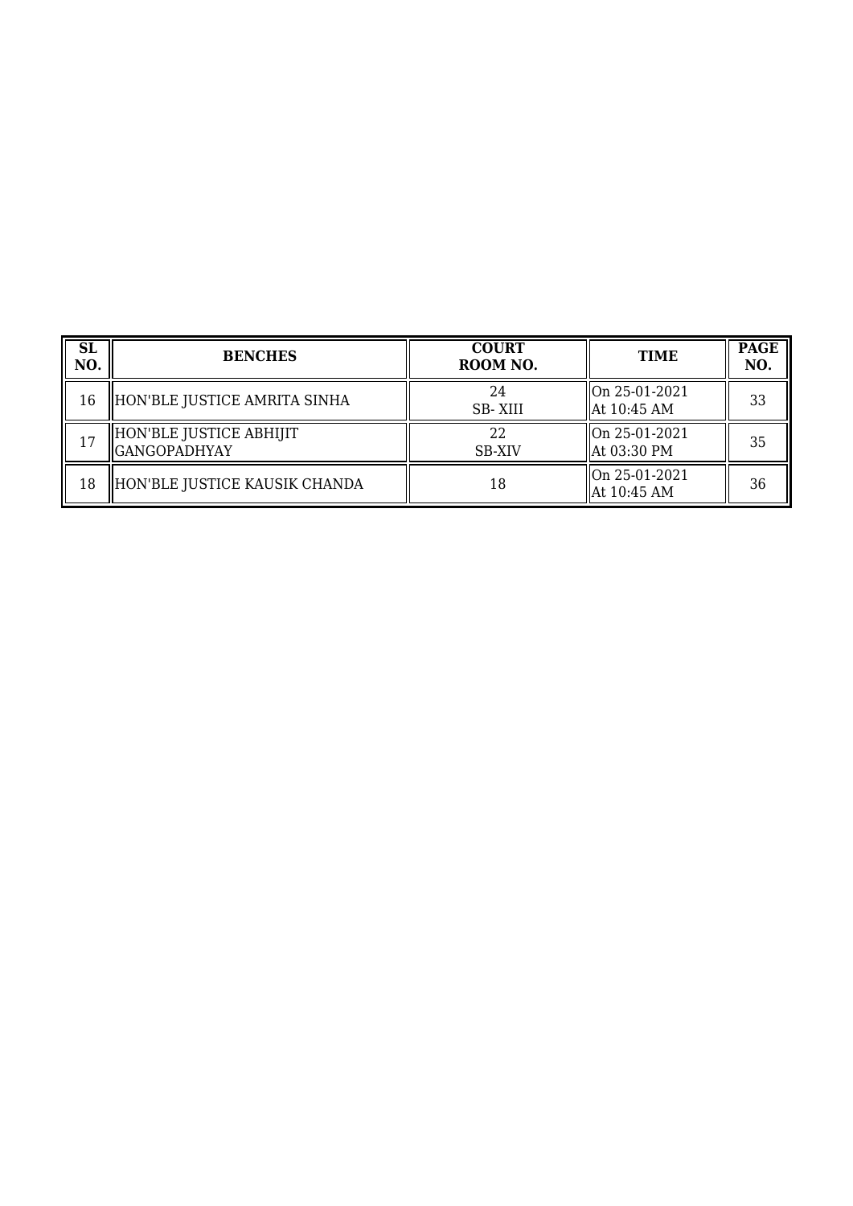| SL NO. | BENCHES | COURT ROOM NO. | TIME | PAGE NO. |
|---|---|---|---|---|
| 16 | HON'BLE JUSTICE AMRITA SINHA | 24 SB- XIII | On 25-01-2021 At 10:45 AM | 33 |
| 17 | HON'BLE JUSTICE ABHIJIT GANGOPADHYAY | 22 SB-XIV | On 25-01-2021 At 03:30 PM | 35 |
| 18 | HON'BLE JUSTICE KAUSIK CHANDA | 18 | On 25-01-2021 At 10:45 AM | 36 |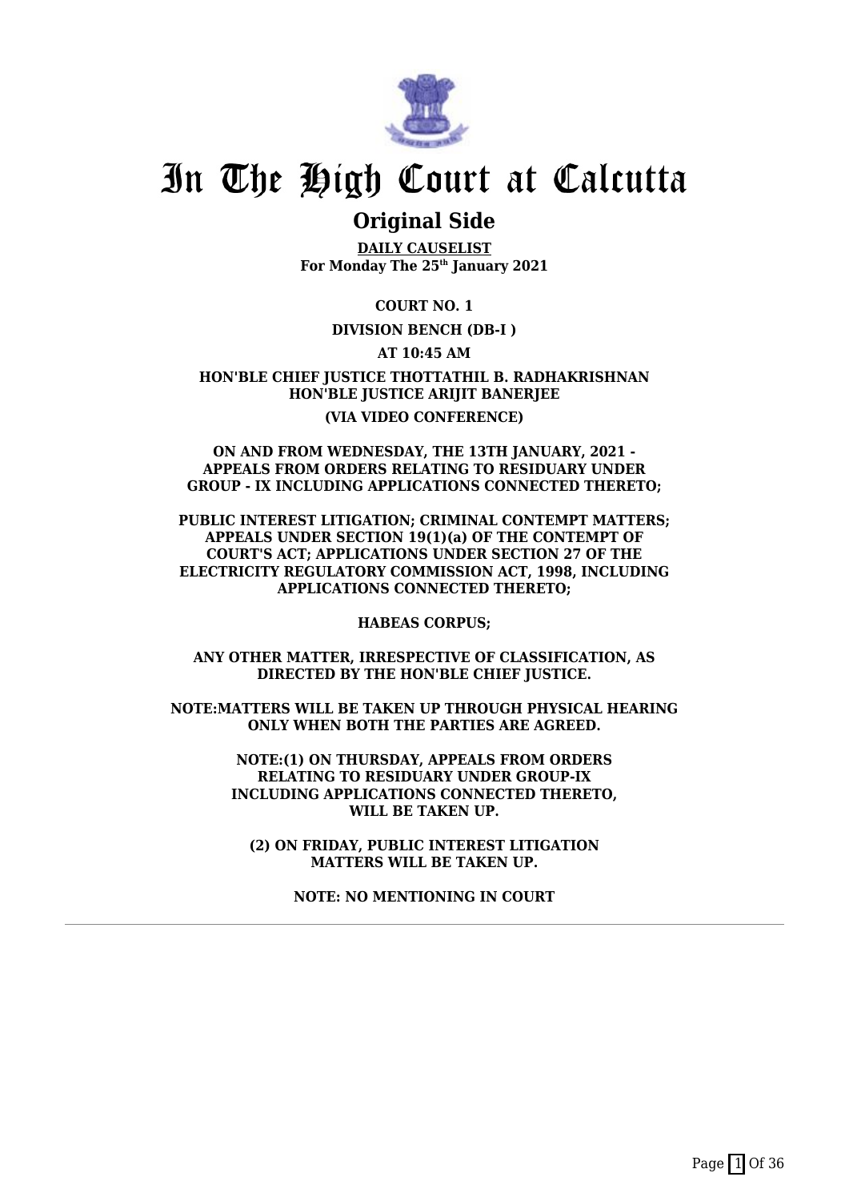# In The High Court at Calcutta

## Original Side

**DAILY CAUSELIST**
**For Monday The 25th January 2021**

**COURT NO. 1**

**DIVISION BENCH (DB-I )**

**AT 10:45 AM**

**HON'BLE CHIEF JUSTICE THOTTATHIL B. RADHAKRISHNAN**
**HON'BLE JUSTICE ARIJIT BANERJEE**

**(VIA VIDEO CONFERENCE)**

**ON AND FROM WEDNESDAY, THE 13TH JANUARY, 2021 - APPEALS FROM ORDERS RELATING TO RESIDUARY UNDER GROUP - IX INCLUDING APPLICATIONS CONNECTED THERETO;**

**PUBLIC INTEREST LITIGATION; CRIMINAL CONTEMPT MATTERS; APPEALS UNDER SECTION 19(1)(a) OF THE CONTEMPT OF COURT'S ACT; APPLICATIONS UNDER SECTION 27 OF THE ELECTRICITY REGULATORY COMMISSION ACT, 1998, INCLUDING APPLICATIONS CONNECTED THERETO;**

**HABEAS CORPUS;**

**ANY OTHER MATTER, IRRESPECTIVE OF CLASSIFICATION, AS DIRECTED BY THE HON'BLE CHIEF JUSTICE.**

**NOTE:MATTERS WILL BE TAKEN UP THROUGH PHYSICAL HEARING ONLY WHEN BOTH THE PARTIES ARE AGREED.**

**NOTE:(1) ON THURSDAY, APPEALS FROM ORDERS RELATING TO RESIDUARY UNDER GROUP-IX INCLUDING APPLICATIONS CONNECTED THERETO, WILL BE TAKEN UP.**

**(2) ON FRIDAY, PUBLIC INTEREST LITIGATION MATTERS WILL BE TAKEN UP.**

**NOTE: NO MENTIONING IN COURT**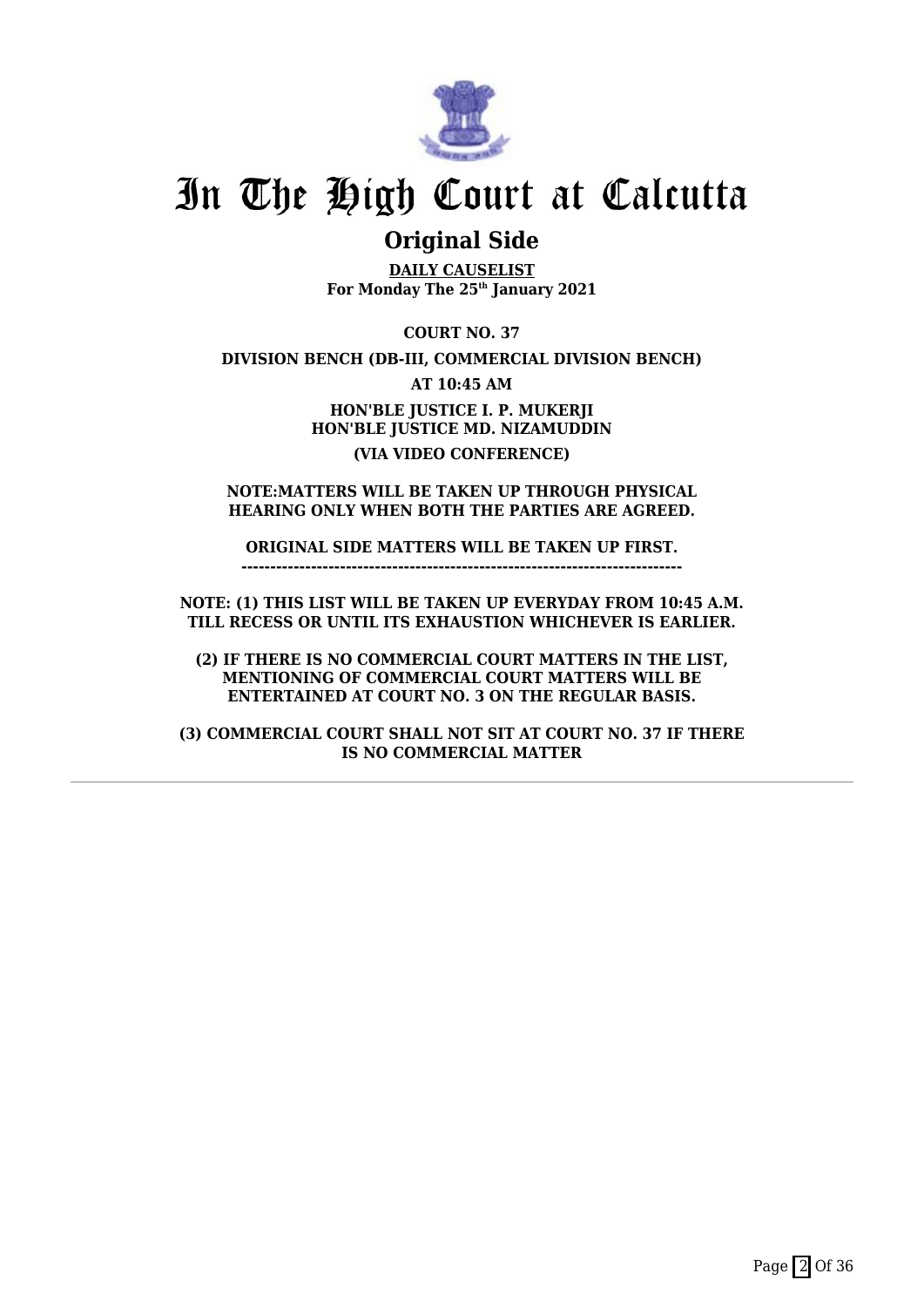# In The High Court at Calcutta

## Original Side

**DAILY CAUSELIST**
**For Monday The 25th January 2021**

**COURT NO. 37**

**DIVISION BENCH (DB-III, COMMERCIAL DIVISION BENCH)**

**AT 10:45 AM**

**HON'BLE JUSTICE I. P. MUKERJI**
**HON'BLE JUSTICE MD. NIZAMUDDIN**

**(VIA VIDEO CONFERENCE)**

**NOTE:MATTERS WILL BE TAKEN UP THROUGH PHYSICAL HEARING ONLY WHEN BOTH THE PARTIES ARE AGREED.**

**ORIGINAL SIDE MATTERS WILL BE TAKEN UP FIRST.**
**---------------------------------------------------------------------------**

**NOTE: (1) THIS LIST WILL BE TAKEN UP EVERYDAY FROM 10:45 A.M. TILL RECESS OR UNTIL ITS EXHAUSTION WHICHEVER IS EARLIER.**

**(2) IF THERE IS NO COMMERCIAL COURT MATTERS IN THE LIST, MENTIONING OF COMMERCIAL COURT MATTERS WILL BE ENTERTAINED AT COURT NO. 3 ON THE REGULAR BASIS.**

**(3) COMMERCIAL COURT SHALL NOT SIT AT COURT NO. 37 IF THERE IS NO COMMERCIAL MATTER**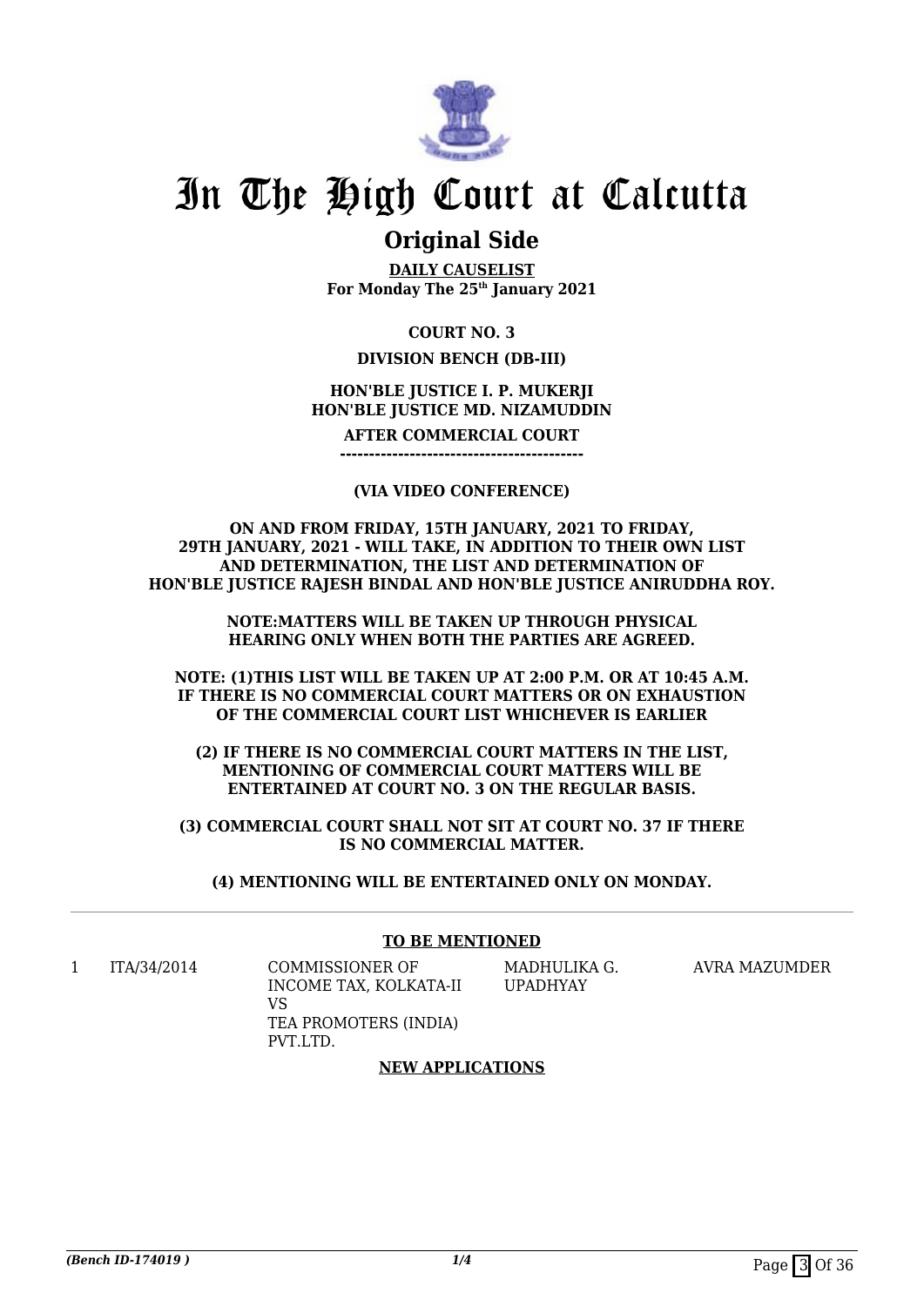# In The High Court at Calcutta

## Original Side

**DAILY CAUSELIST**
**For Monday The 25th January 2021**

**COURT NO. 3**

**DIVISION BENCH (DB-III)**

**HON'BLE JUSTICE I. P. MUKERJI**
**HON'BLE JUSTICE MD. NIZAMUDDIN**

**AFTER COMMERCIAL COURT**
**------------------------------------------**

**(VIA VIDEO CONFERENCE)**

**ON AND FROM FRIDAY, 15TH JANUARY, 2021 TO FRIDAY, 29TH JANUARY, 2021 - WILL TAKE, IN ADDITION TO THEIR OWN LIST AND DETERMINATION, THE LIST AND DETERMINATION OF HON'BLE JUSTICE RAJESH BINDAL AND HON'BLE JUSTICE ANIRUDDHA ROY.**

**NOTE:MATTERS WILL BE TAKEN UP THROUGH PHYSICAL HEARING ONLY WHEN BOTH THE PARTIES ARE AGREED.**

**NOTE: (1)THIS LIST WILL BE TAKEN UP AT 2:00 P.M. OR AT 10:45 A.M. IF THERE IS NO COMMERCIAL COURT MATTERS OR ON EXHAUSTION OF THE COMMERCIAL COURT LIST WHICHEVER IS EARLIER**

**(2) IF THERE IS NO COMMERCIAL COURT MATTERS IN THE LIST, MENTIONING OF COMMERCIAL COURT MATTERS WILL BE ENTERTAINED AT COURT NO. 3 ON THE REGULAR BASIS.**

**(3) COMMERCIAL COURT SHALL NOT SIT AT COURT NO. 37 IF THERE IS NO COMMERCIAL MATTER.**

**(4) MENTIONING WILL BE ENTERTAINED ONLY ON MONDAY.**

**TO BE MENTIONED**

| | | | | |
|---|---|---|---|---|
| 1 | ITA/34/2014 | COMMISSIONER OF INCOME TAX, KOLKATA-II VS TEA PROMOTERS (INDIA) PVT.LTD. | MADHULIKA G. UPADHYAY | AVRA MAZUMDER |

**NEW APPLICATIONS**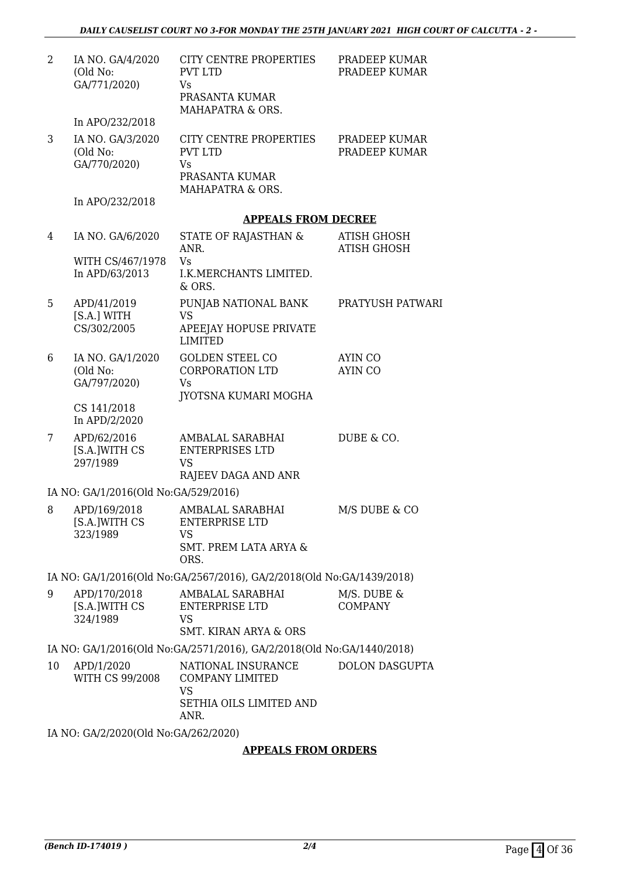| | | | |
|---|---|---|---|
| 2 | IA NO. GA/4/2020 (Old No: GA/771/2020)<br><br>In APO/232/2018 | CITY CENTRE PROPERTIES PVT LTD<br>Vs<br>PRASANTA KUMAR MAHAPATRA & ORS. | PRADEEP KUMAR<br>PRADEEP KUMAR |
| 3 | IA NO. GA/3/2020 (Old No: GA/770/2020)<br><br>In APO/232/2018 | CITY CENTRE PROPERTIES PVT LTD<br>Vs<br>PRASANTA KUMAR MAHAPATRA & ORS. | PRADEEP KUMAR<br>PRADEEP KUMAR |

**APPEALS FROM DECREE**

| | | | |
|---|---|---|---|
| 4 | IA NO. GA/6/2020<br><br>WITH CS/467/1978<br>In APD/63/2013 | STATE OF RAJASTHAN & ANR.<br>Vs<br>I.K.MERCHANTS LIMITED. & ORS. | ATISH GHOSH<br>ATISH GHOSH |
| 5 | APD/41/2019 [S.A.] WITH CS/302/2005 | PUNJAB NATIONAL BANK<br>VS<br>APEEJAY HOPUSE PRIVATE LIMITED | PRATYUSH PATWARI |
| 6 | IA NO. GA/1/2020 (Old No: GA/797/2020)<br><br>CS 141/2018<br>In APD/2/2020 | GOLDEN STEEL CO CORPORATION LTD<br>Vs<br>JYOTSNA KUMARI MOGHA | AYIN CO<br>AYIN CO |
| 7 | APD/62/2016 [S.A.]WITH CS 297/1989 | AMBALAL SARABHAI ENTERPRISES LTD<br>VS<br>RAJEEV DAGA AND ANR | DUBE & CO. |

IA NO: GA/1/2016(Old No:GA/529/2016)

| | | | |
|---|---|---|---|
| 8 | APD/169/2018 [S.A.]WITH CS 323/1989 | AMBALAL SARABHAI ENTERPRISE LTD<br>VS<br>SMT. PREM LATA ARYA & ORS. | M/S DUBE & CO |

IA NO: GA/1/2016(Old No:GA/2567/2016), GA/2/2018(Old No:GA/1439/2018)

| | | | |
|---|---|---|---|
| 9 | APD/170/2018 [S.A.]WITH CS 324/1989 | AMBALAL SARABHAI ENTERPRISE LTD<br>VS<br>SMT. KIRAN ARYA & ORS | M/S. DUBE & COMPANY |

IA NO: GA/1/2016(Old No:GA/2571/2016), GA/2/2018(Old No:GA/1440/2018)

| | | | |
|---|---|---|---|
| 10 | APD/1/2020 WITH CS 99/2008 | NATIONAL INSURANCE COMPANY LIMITED<br>VS<br>SETHIA OILS LIMITED AND ANR. | DOLON DASGUPTA |

IA NO: GA/2/2020(Old No:GA/262/2020)

**APPEALS FROM ORDERS**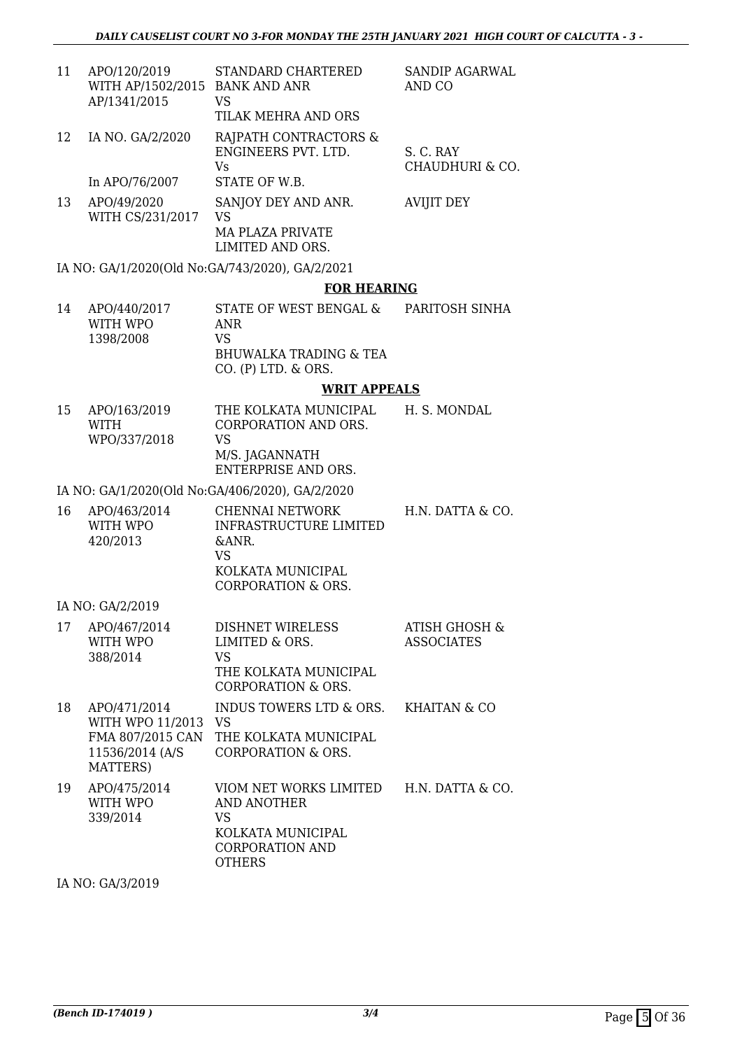| | | | |
|---|---|---|---|
| 11 | APO/120/2019 WITH AP/1502/2015 AP/1341/2015 | STANDARD CHARTERED BANK AND ANR VS TILAK MEHRA AND ORS | SANDIP AGARWAL AND CO |
| 12 | IA NO. GA/2/2020 In APO/76/2007 | RAJPATH CONTRACTORS & ENGINEERS PVT. LTD. Vs STATE OF W.B. | S. C. RAY CHAUDHURI & CO. |
| 13 | APO/49/2020 WITH CS/231/2017 | SANJOY DEY AND ANR. VS MA PLAZA PRIVATE LIMITED AND ORS. | AVIJIT DEY |

IA NO: GA/1/2020(Old No:GA/743/2020), GA/2/2021

**FOR HEARING**

| | | | |
|---|---|---|---|
| 14 | APO/440/2017 WITH WPO 1398/2008 | STATE OF WEST BENGAL & ANR VS BHUWALKA TRADING & TEA CO. (P) LTD. & ORS. | PARITOSH SINHA |

**WRIT APPEALS**

| | | | |
|---|---|---|---|
| 15 | APO/163/2019 WITH WPO/337/2018 | THE KOLKATA MUNICIPAL CORPORATION AND ORS. VS M/S. JAGANNATH ENTERPRISE AND ORS. | H. S. MONDAL |

IA NO: GA/1/2020(Old No:GA/406/2020), GA/2/2020

| | | | |
|---|---|---|---|
| 16 | APO/463/2014 WITH WPO 420/2013 | CHENNAI NETWORK INFRASTRUCTURE LIMITED &ANR. VS KOLKATA MUNICIPAL CORPORATION & ORS. | H.N. DATTA & CO. |

IA NO: GA/2/2019

| | | | |
|---|---|---|---|
| 17 | APO/467/2014 WITH WPO 388/2014 | DISHNET WIRELESS LIMITED & ORS. VS THE KOLKATA MUNICIPAL CORPORATION & ORS. | ATISH GHOSH & ASSOCIATES |
| 18 | APO/471/2014 WITH WPO 11/2013 FMA 807/2015 CAN 11536/2014 (A/S MATTERS) | INDUS TOWERS LTD & ORS. VS THE KOLKATA MUNICIPAL CORPORATION & ORS. | KHAITAN & CO |
| 19 | APO/475/2014 WITH WPO 339/2014 | VIOM NET WORKS LIMITED AND ANOTHER VS KOLKATA MUNICIPAL CORPORATION AND OTHERS | H.N. DATTA & CO. |

IA NO: GA/3/2019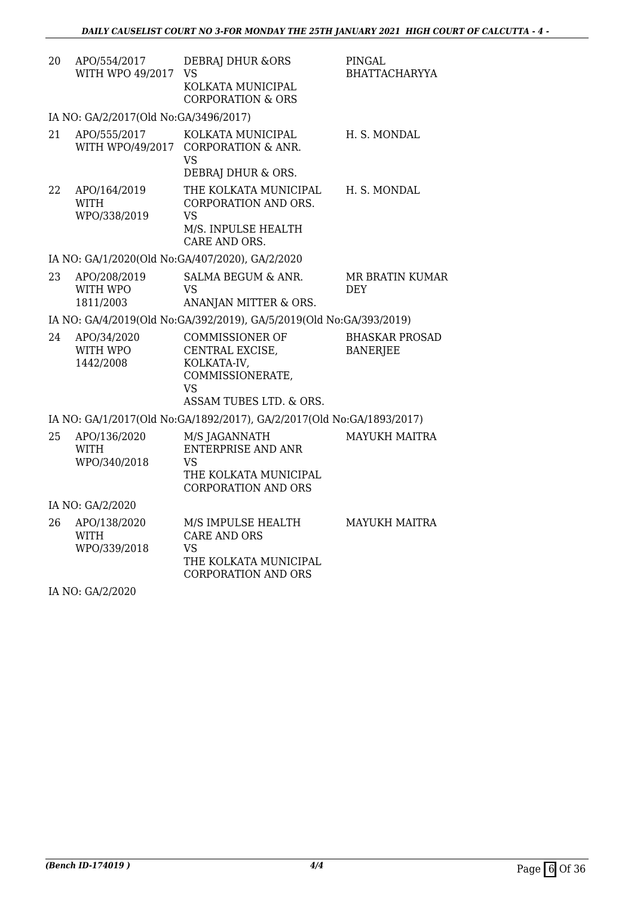| | | | |
|---|---|---|---|
| 20 | APO/554/2017 WITH WPO 49/2017 | DEBRAJ DHUR &ORS VS KOLKATA MUNICIPAL CORPORATION & ORS | PINGAL BHATTACHARYYA |

IA NO: GA/2/2017(Old No:GA/3496/2017)

| | | | |
|---|---|---|---|
| 21 | APO/555/2017 WITH WPO/49/2017 | KOLKATA MUNICIPAL CORPORATION & ANR. VS DEBRAJ DHUR & ORS. | H. S. MONDAL |
| 22 | APO/164/2019 WITH WPO/338/2019 | THE KOLKATA MUNICIPAL CORPORATION AND ORS. VS M/S. INPULSE HEALTH CARE AND ORS. | H. S. MONDAL |

IA NO: GA/1/2020(Old No:GA/407/2020), GA/2/2020

| | | | |
|---|---|---|---|
| 23 | APO/208/2019 WITH WPO 1811/2003 | SALMA BEGUM & ANR. VS ANANJAN MITTER & ORS. | MR BRATIN KUMAR DEY |

IA NO: GA/4/2019(Old No:GA/392/2019), GA/5/2019(Old No:GA/393/2019)

| | | | |
|---|---|---|---|
| 24 | APO/34/2020 WITH WPO 1442/2008 | COMMISSIONER OF CENTRAL EXCISE, KOLKATA-IV, COMMISSIONERATE, VS ASSAM TUBES LTD. & ORS. | BHASKAR PROSAD BANERJEE |

IA NO: GA/1/2017(Old No:GA/1892/2017), GA/2/2017(Old No:GA/1893/2017)

| | | | |
|---|---|---|---|
| 25 | APO/136/2020 WITH WPO/340/2018 | M/S JAGANNATH ENTERPRISE AND ANR VS THE KOLKATA MUNICIPAL CORPORATION AND ORS | MAYUKH MAITRA |

IA NO: GA/2/2020

| | | | |
|---|---|---|---|
| 26 | APO/138/2020 WITH WPO/339/2018 | M/S IMPULSE HEALTH CARE AND ORS VS THE KOLKATA MUNICIPAL CORPORATION AND ORS | MAYUKH MAITRA |

IA NO: GA/2/2020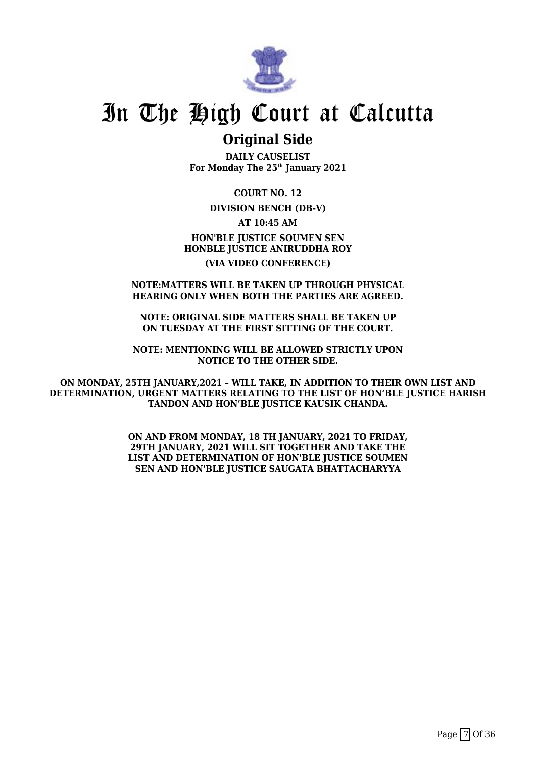# In The High Court at Calcutta

## Original Side

**DAILY CAUSELIST**
**For Monday The 25th January 2021**

**COURT NO. 12**

**DIVISION BENCH (DB-V)**

**AT 10:45 AM**

**HON'BLE JUSTICE SOUMEN SEN**
**HONBLE JUSTICE ANIRUDDHA ROY**

**(VIA VIDEO CONFERENCE)**

**NOTE:MATTERS WILL BE TAKEN UP THROUGH PHYSICAL HEARING ONLY WHEN BOTH THE PARTIES ARE AGREED.**

**NOTE: ORIGINAL SIDE MATTERS SHALL BE TAKEN UP ON TUESDAY AT THE FIRST SITTING OF THE COURT.**

**NOTE: MENTIONING WILL BE ALLOWED STRICTLY UPON NOTICE TO THE OTHER SIDE.**

**ON MONDAY, 25TH JANUARY,2021 – WILL TAKE, IN ADDITION TO THEIR OWN LIST AND DETERMINATION, URGENT MATTERS RELATING TO THE LIST OF HON'BLE JUSTICE HARISH TANDON AND HON'BLE JUSTICE KAUSIK CHANDA.**

**ON AND FROM MONDAY, 18 TH JANUARY, 2021 TO FRIDAY, 29TH JANUARY, 2021 WILL SIT TOGETHER AND TAKE THE LIST AND DETERMINATION OF HON'BLE JUSTICE SOUMEN SEN AND HON'BLE JUSTICE SAUGATA BHATTACHARYYA**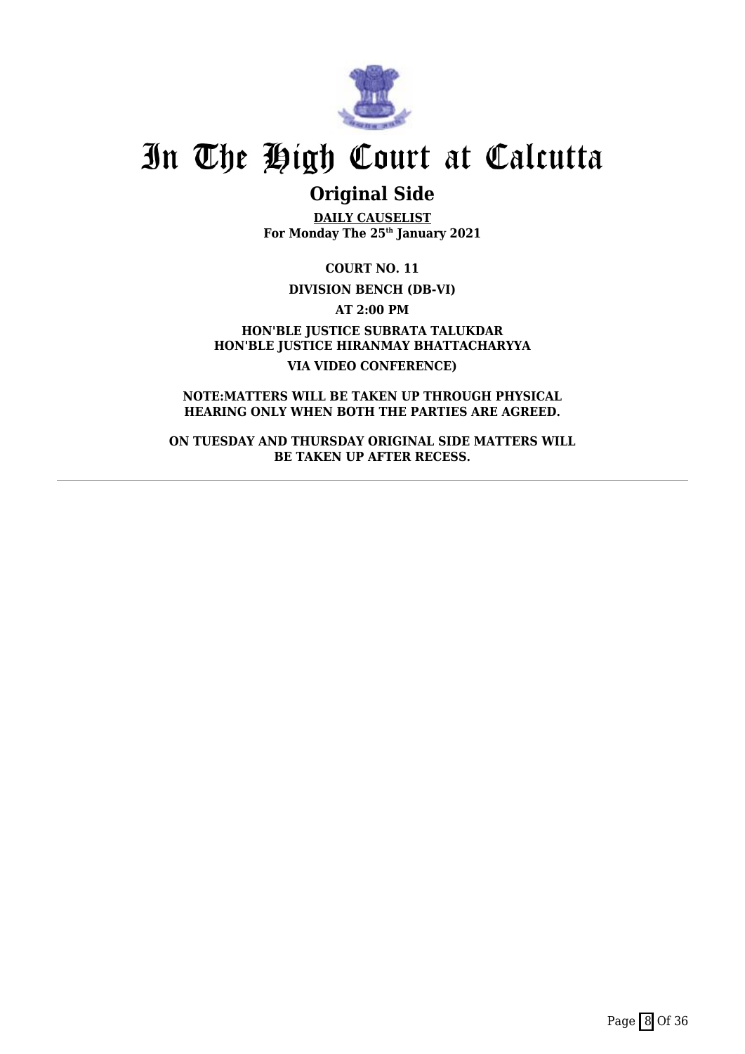# In The High Court at Calcutta

## Original Side

**DAILY CAUSELIST**
**For Monday The 25th January 2021**

**COURT NO. 11**

**DIVISION BENCH (DB-VI)**

**AT 2:00 PM**

**HON'BLE JUSTICE SUBRATA TALUKDAR**
**HON'BLE JUSTICE HIRANMAY BHATTACHARYYA**

**VIA VIDEO CONFERENCE)**

**NOTE:MATTERS WILL BE TAKEN UP THROUGH PHYSICAL HEARING ONLY WHEN BOTH THE PARTIES ARE AGREED.**

**ON TUESDAY AND THURSDAY ORIGINAL SIDE MATTERS WILL BE TAKEN UP AFTER RECESS.**

---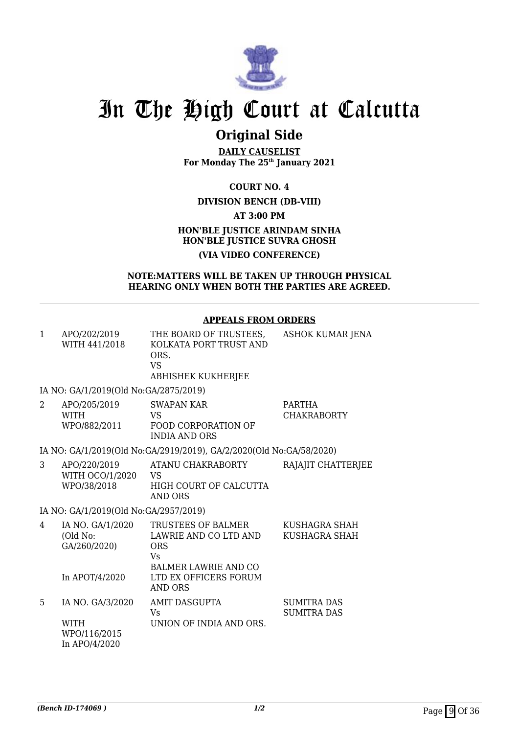# In The High Court at Calcutta

## Original Side

**DAILY CAUSELIST**
**For Monday The 25th January 2021**

**COURT NO. 4**

**DIVISION BENCH (DB-VIII)**

**AT 3:00 PM**

**HON'BLE JUSTICE ARINDAM SINHA**
**HON'BLE JUSTICE SUVRA GHOSH**

**(VIA VIDEO CONFERENCE)**

**NOTE:MATTERS WILL BE TAKEN UP THROUGH PHYSICAL HEARING ONLY WHEN BOTH THE PARTIES ARE AGREED.**

### APPEALS FROM ORDERS

| | | | |
|---|---|---|---|
| 1 | APO/202/2019 WITH 441/2018 | THE BOARD OF TRUSTEES, KOLKATA PORT TRUST AND ORS. VS ABHISHEK KUKHERJEE | ASHOK KUMAR JENA |

IA NO: GA/1/2019(Old No:GA/2875/2019)

| | | | |
|---|---|---|---|
| 2 | APO/205/2019 WITH WPO/882/2011 | SWAPAN KAR VS FOOD CORPORATION OF INDIA AND ORS | PARTHA CHAKRABORTY |

IA NO: GA/1/2019(Old No:GA/2919/2019), GA/2/2020(Old No:GA/58/2020)

| | | | |
|---|---|---|---|
| 3 | APO/220/2019 WITH OCO/1/2020 WPO/38/2018 | ATANU CHAKRABORTY VS HIGH COURT OF CALCUTTA AND ORS | RAJAJIT CHATTERJEE |

IA NO: GA/1/2019(Old No:GA/2957/2019)

| | | | |
|---|---|---|---|
| 4 | IA NO. GA/1/2020 (Old No: GA/260/2020) In APOT/4/2020 | TRUSTEES OF BALMER LAWRIE AND CO LTD AND ORS Vs BALMER LAWRIE AND CO LTD EX OFFICERS FORUM AND ORS | KUSHAGRA SHAH KUSHAGRA SHAH |
| 5 | IA NO. GA/3/2020 WITH WPO/116/2015 In APO/4/2020 | AMIT DASGUPTA Vs UNION OF INDIA AND ORS. | SUMITRA DAS SUMITRA DAS |

*(Bench ID-174069 )* 1/2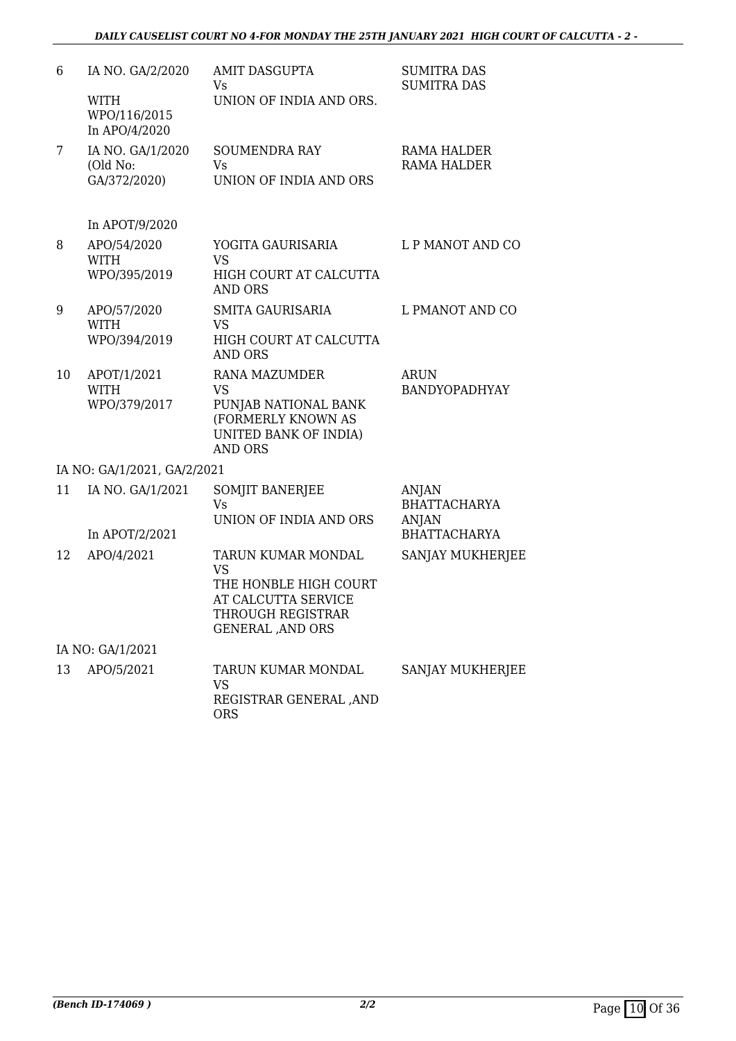| | | | |
|---|---|---|---|
| 6 | IA NO. GA/2/2020<br><br>WITH<br>WPO/116/2015<br>In APO/4/2020 | AMIT DASGUPTA<br>Vs<br>UNION OF INDIA AND ORS. | SUMITRA DAS<br>SUMITRA DAS |
| 7 | IA NO. GA/1/2020<br>(Old No:<br>GA/372/2020)<br><br>In APOT/9/2020 | SOUMENDRA RAY<br>Vs<br>UNION OF INDIA AND ORS | RAMA HALDER<br>RAMA HALDER |
| 8 | APO/54/2020<br>WITH<br>WPO/395/2019 | YOGITA GAURISARIA<br>VS<br>HIGH COURT AT CALCUTTA AND ORS | L P MANOT AND CO |
| 9 | APO/57/2020<br>WITH<br>WPO/394/2019 | SMITA GAURISARIA<br>VS<br>HIGH COURT AT CALCUTTA AND ORS | L PMANOT AND CO |
| 10 | APOT/1/2021<br>WITH<br>WPO/379/2017 | RANA MAZUMDER<br>VS<br>PUNJAB NATIONAL BANK (FORMERLY KNOWN AS UNITED BANK OF INDIA) AND ORS | ARUN BANDYOPADHYAY |
| | IA NO: GA/1/2021, GA/2/2021 | | |
| 11 | IA NO. GA/1/2021<br><br>In APOT/2/2021 | SOMJIT BANERJEE<br>Vs<br>UNION OF INDIA AND ORS | ANJAN BHATTACHARYA<br>ANJAN BHATTACHARYA |
| 12 | APO/4/2021 | TARUN KUMAR MONDAL<br>VS<br>THE HONBLE HIGH COURT AT CALCUTTA SERVICE THROUGH REGISTRAR GENERAL ,AND ORS | SANJAY MUKHERJEE |
| | IA NO: GA/1/2021 | | |
| 13 | APO/5/2021 | TARUN KUMAR MONDAL<br>VS<br>REGISTRAR GENERAL ,AND ORS | SANJAY MUKHERJEE |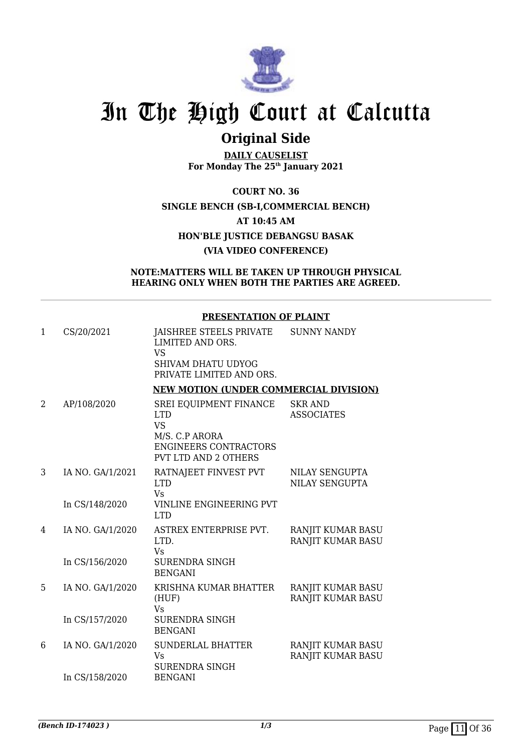# In The High Court at Calcutta

## Original Side

**DAILY CAUSELIST**
**For Monday The 25th January 2021**

**COURT NO. 36**
**SINGLE BENCH (SB-I,COMMERCIAL BENCH)**
**AT 10:45 AM**
**HON'BLE JUSTICE DEBANGSU BASAK**
**(VIA VIDEO CONFERENCE)**

**NOTE:MATTERS WILL BE TAKEN UP THROUGH PHYSICAL HEARING ONLY WHEN BOTH THE PARTIES ARE AGREED.**

**PRESENTATION OF PLAINT**

| | | | |
|---|---|---|---|
| 1 | CS/20/2021 | JAISHREE STEELS PRIVATE LIMITED AND ORS.<br>VS<br>SHIVAM DHATU UDYOG PRIVATE LIMITED AND ORS. | SUNNY NANDY |

**NEW MOTION (UNDER COMMERCIAL DIVISION)**

| | | | |
|---|---|---|---|
| 2 | AP/108/2020 | SREI EQUIPMENT FINANCE LTD<br>VS<br>M/S. C.P ARORA ENGINEERS CONTRACTORS PVT LTD AND 2 OTHERS | SKR AND ASSOCIATES |
| 3 | IA NO. GA/1/2021<br><br>In CS/148/2020 | RATNAJEET FINVEST PVT LTD<br>Vs<br>VINLINE ENGINEERING PVT LTD | NILAY SENGUPTA<br>NILAY SENGUPTA |
| 4 | IA NO. GA/1/2020<br><br>In CS/156/2020 | ASTREX ENTERPRISE PVT. LTD.<br>Vs<br>SURENDRA SINGH BENGANI | RANJIT KUMAR BASU<br>RANJIT KUMAR BASU |
| 5 | IA NO. GA/1/2020<br><br>In CS/157/2020 | KRISHNA KUMAR BHATTER (HUF)<br>Vs<br>SURENDRA SINGH BENGANI | RANJIT KUMAR BASU<br>RANJIT KUMAR BASU |
| 6 | IA NO. GA/1/2020<br><br>In CS/158/2020 | SUNDERLAL BHATTER<br>Vs<br>SURENDRA SINGH BENGANI | RANJIT KUMAR BASU<br>RANJIT KUMAR BASU |

*(Bench ID-174023 )* 1/3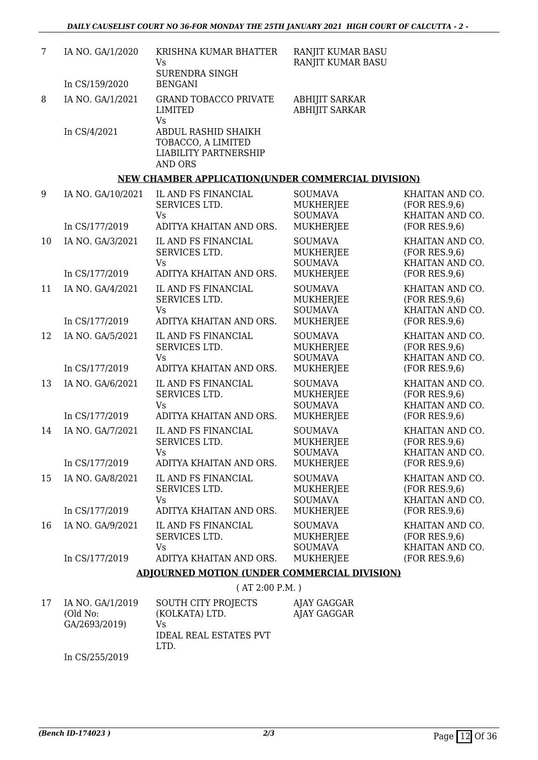| | | | | |
|---|---|---|---|---|
| 7 | IA NO. GA/1/2020<br><br>In CS/159/2020 | KRISHNA KUMAR BHATTER<br>Vs<br>SURENDRA SINGH BENGANI | RANJIT KUMAR BASU<br>RANJIT KUMAR BASU | |
| 8 | IA NO. GA/1/2021<br><br>In CS/4/2021 | GRAND TOBACCO PRIVATE LIMITED<br>Vs<br>ABDUL RASHID SHAIKH TOBACCO, A LIMITED LIABILITY PARTNERSHIP AND ORS | ABHIJIT SARKAR<br>ABHIJIT SARKAR | |

**NEW CHAMBER APPLICATION(UNDER COMMERCIAL DIVISION)**

| | | | | |
|---|---|---|---|---|
| 9 | IA NO. GA/10/2021<br><br>In CS/177/2019 | IL AND FS FINANCIAL SERVICES LTD.<br>Vs<br>ADITYA KHAITAN AND ORS. | SOUMAVA MUKHERJEE<br>SOUMAVA MUKHERJEE | KHAITAN AND CO. (FOR RES.9,6)<br>KHAITAN AND CO. (FOR RES.9,6) |
| 10 | IA NO. GA/3/2021<br><br>In CS/177/2019 | IL AND FS FINANCIAL SERVICES LTD.<br>Vs<br>ADITYA KHAITAN AND ORS. | SOUMAVA MUKHERJEE<br>SOUMAVA MUKHERJEE | KHAITAN AND CO. (FOR RES.9,6)<br>KHAITAN AND CO. (FOR RES.9,6) |
| 11 | IA NO. GA/4/2021<br><br>In CS/177/2019 | IL AND FS FINANCIAL SERVICES LTD.<br>Vs<br>ADITYA KHAITAN AND ORS. | SOUMAVA MUKHERJEE<br>SOUMAVA MUKHERJEE | KHAITAN AND CO. (FOR RES.9,6)<br>KHAITAN AND CO. (FOR RES.9,6) |
| 12 | IA NO. GA/5/2021<br><br>In CS/177/2019 | IL AND FS FINANCIAL SERVICES LTD.<br>Vs<br>ADITYA KHAITAN AND ORS. | SOUMAVA MUKHERJEE<br>SOUMAVA MUKHERJEE | KHAITAN AND CO. (FOR RES.9,6)<br>KHAITAN AND CO. (FOR RES.9,6) |
| 13 | IA NO. GA/6/2021<br><br>In CS/177/2019 | IL AND FS FINANCIAL SERVICES LTD.<br>Vs<br>ADITYA KHAITAN AND ORS. | SOUMAVA MUKHERJEE<br>SOUMAVA MUKHERJEE | KHAITAN AND CO. (FOR RES.9,6)<br>KHAITAN AND CO. (FOR RES.9,6) |
| 14 | IA NO. GA/7/2021<br><br>In CS/177/2019 | IL AND FS FINANCIAL SERVICES LTD.<br>Vs<br>ADITYA KHAITAN AND ORS. | SOUMAVA MUKHERJEE<br>SOUMAVA MUKHERJEE | KHAITAN AND CO. (FOR RES.9,6)<br>KHAITAN AND CO. (FOR RES.9,6) |
| 15 | IA NO. GA/8/2021<br><br>In CS/177/2019 | IL AND FS FINANCIAL SERVICES LTD.<br>Vs<br>ADITYA KHAITAN AND ORS. | SOUMAVA MUKHERJEE<br>SOUMAVA MUKHERJEE | KHAITAN AND CO. (FOR RES.9,6)<br>KHAITAN AND CO. (FOR RES.9,6) |
| 16 | IA NO. GA/9/2021<br><br>In CS/177/2019 | IL AND FS FINANCIAL SERVICES LTD.<br>Vs<br>ADITYA KHAITAN AND ORS. | SOUMAVA MUKHERJEE<br>SOUMAVA MUKHERJEE | KHAITAN AND CO. (FOR RES.9,6)<br>KHAITAN AND CO. (FOR RES.9,6) |

**ADJOURNED MOTION (UNDER COMMERCIAL DIVISION)**

( AT 2:00 P.M. )

| | | | | |
|---|---|---|---|---|
| 17 | IA NO. GA/1/2019 (Old No: GA/2693/2019)<br><br>In CS/255/2019 | SOUTH CITY PROJECTS (KOLKATA) LTD.<br>Vs<br>IDEAL REAL ESTATES PVT LTD. | AJAY GAGGAR<br>AJAY GAGGAR | |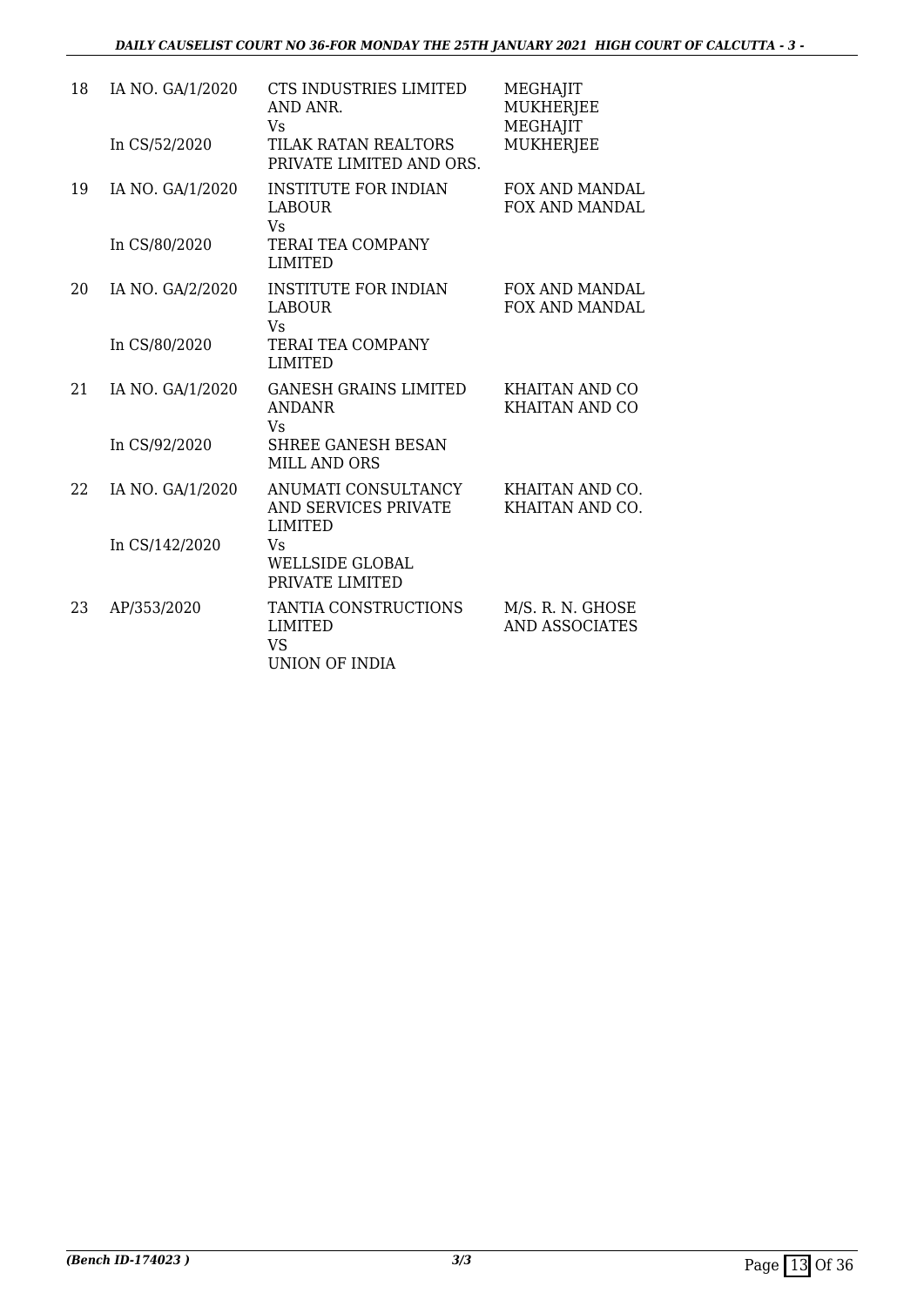| | | | |
|---|---|---|---|
| 18 | IA NO. GA/1/2020<br><br>In CS/52/2020 | CTS INDUSTRIES LIMITED AND ANR.<br>Vs<br>TILAK RATAN REALTORS PRIVATE LIMITED AND ORS. | MEGHAJIT MUKHERJEE<br>MEGHAJIT MUKHERJEE |
| 19 | IA NO. GA/1/2020<br><br>In CS/80/2020 | INSTITUTE FOR INDIAN LABOUR<br>Vs<br>TERAI TEA COMPANY LIMITED | FOX AND MANDAL<br>FOX AND MANDAL |
| 20 | IA NO. GA/2/2020<br><br>In CS/80/2020 | INSTITUTE FOR INDIAN LABOUR<br>Vs<br>TERAI TEA COMPANY LIMITED | FOX AND MANDAL<br>FOX AND MANDAL |
| 21 | IA NO. GA/1/2020<br><br>In CS/92/2020 | GANESH GRAINS LIMITED ANDANR<br>Vs<br>SHREE GANESH BESAN MILL AND ORS | KHAITAN AND CO<br>KHAITAN AND CO |
| 22 | IA NO. GA/1/2020<br><br>In CS/142/2020 | ANUMATI CONSULTANCY AND SERVICES PRIVATE LIMITED<br>Vs<br>WELLSIDE GLOBAL PRIVATE LIMITED | KHAITAN AND CO.<br>KHAITAN AND CO. |
| 23 | AP/353/2020 | TANTIA CONSTRUCTIONS LIMITED<br>VS<br>UNION OF INDIA | M/S. R. N. GHOSE AND ASSOCIATES |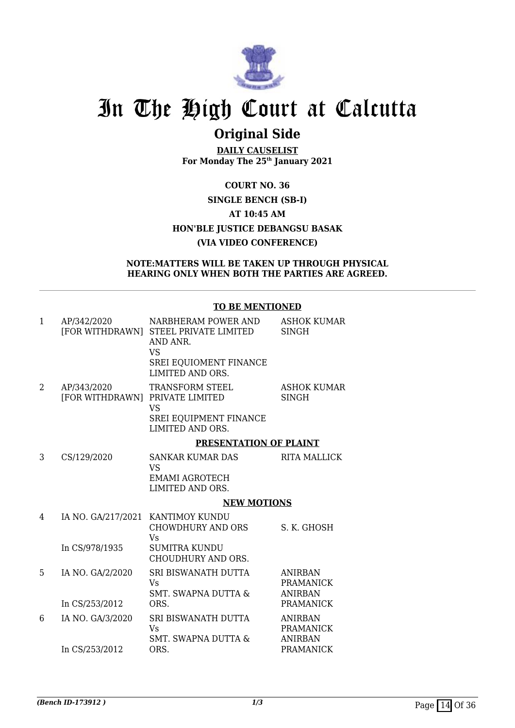# In The High Court at Calcutta

## Original Side

**DAILY CAUSELIST**
**For Monday The 25th January 2021**

**COURT NO. 36**
**SINGLE BENCH (SB-I)**
**AT 10:45 AM**
**HON'BLE JUSTICE DEBANGSU BASAK**
**(VIA VIDEO CONFERENCE)**

**NOTE:MATTERS WILL BE TAKEN UP THROUGH PHYSICAL HEARING ONLY WHEN BOTH THE PARTIES ARE AGREED.**

**TO BE MENTIONED**

| | | | |
|---|---|---|---|
| 1 | AP/342/2020 [FOR WITHDRAWN] | NARBHERAM POWER AND STEEL PRIVATE LIMITED AND ANR. VS SREI EQUIOMENT FINANCE LIMITED AND ORS. | ASHOK KUMAR SINGH |
| 2 | AP/343/2020 [FOR WITHDRAWN] | TRANSFORM STEEL PRIVATE LIMITED VS SREI EQUIPMENT FINANCE LIMITED AND ORS. | ASHOK KUMAR SINGH |

**PRESENTATION OF PLAINT**

| | | | |
|---|---|---|---|
| 3 | CS/129/2020 | SANKAR KUMAR DAS VS EMAMI AGROTECH LIMITED AND ORS. | RITA MALLICK |

**NEW MOTIONS**

| | | | |
|---|---|---|---|
| 4 | IA NO. GA/217/2021 In CS/978/1935 | KANTIMOY KUNDU CHOWDHURY AND ORS Vs SUMITRA KUNDU CHOUDHURY AND ORS. | S. K. GHOSH |
| 5 | IA NO. GA/2/2020 In CS/253/2012 | SRI BISWANATH DUTTA Vs SMT. SWAPNA DUTTA & ORS. | ANIRBAN PRAMANICK ANIRBAN PRAMANICK |
| 6 | IA NO. GA/3/2020 In CS/253/2012 | SRI BISWANATH DUTTA Vs SMT. SWAPNA DUTTA & ORS. | ANIRBAN PRAMANICK ANIRBAN PRAMANICK |

*(Bench ID-173912 )* 1/3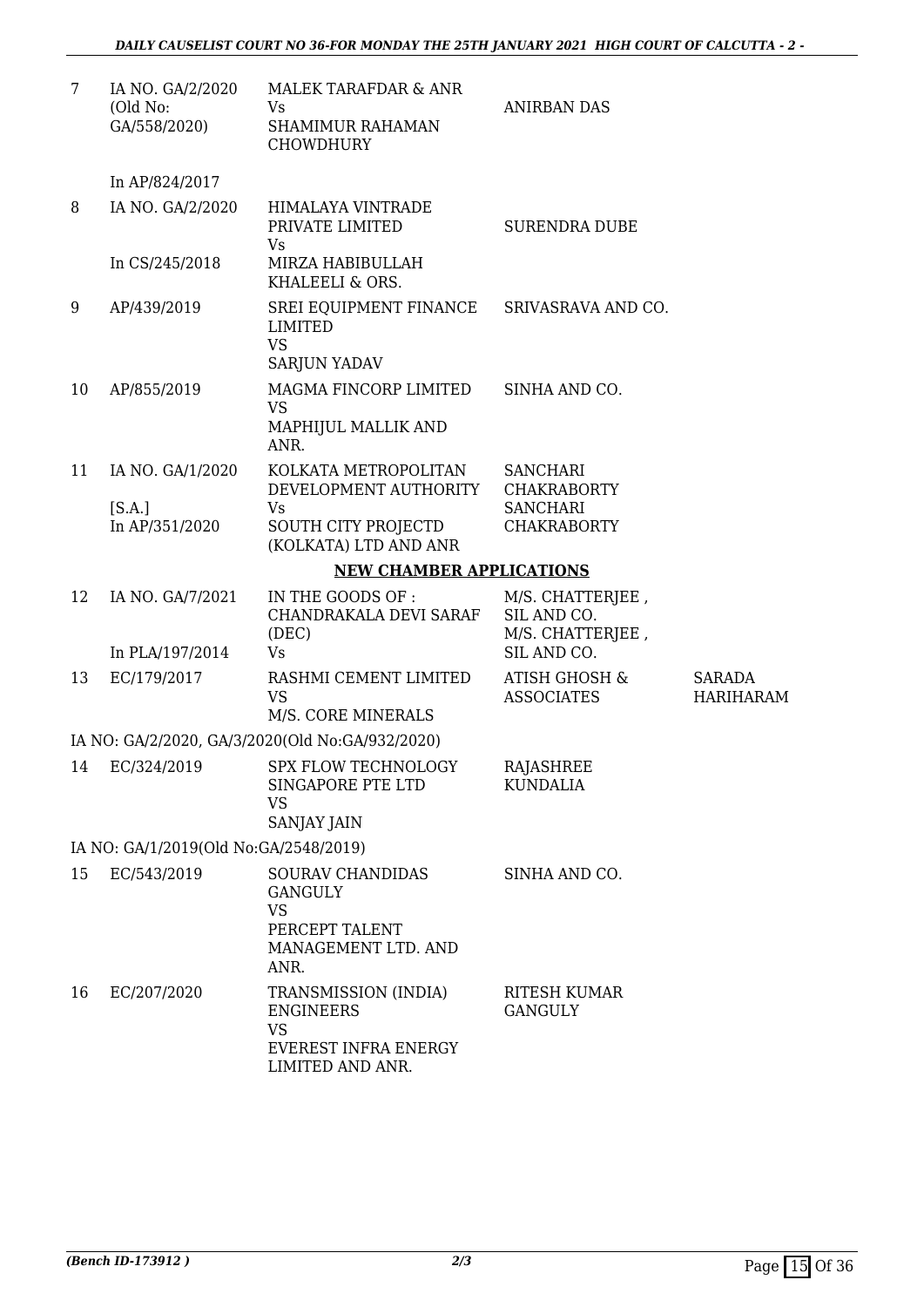| | | | | |
|---|---|---|---|---|
| 7 | IA NO. GA/2/2020 (Old No: GA/558/2020) | MALEK TARAFDAR & ANR Vs SHAMIMUR RAHAMAN CHOWDHURY | ANIRBAN DAS | |
| | In AP/824/2017 | | | |
| 8 | IA NO. GA/2/2020<br><br>In CS/245/2018 | HIMALAYA VINTRADE PRIVATE LIMITED Vs MIRZA HABIBULLAH KHALEELI & ORS. | SURENDRA DUBE | |
| 9 | AP/439/2019 | SREI EQUIPMENT FINANCE LIMITED VS SARJUN YADAV | SRIVASRAVA AND CO. | |
| 10 | AP/855/2019 | MAGMA FINCORP LIMITED VS MAPHIJUL MALLIK AND ANR. | SINHA AND CO. | |
| 11 | IA NO. GA/1/2020<br><br>[S.A.]<br>In AP/351/2020 | KOLKATA METROPOLITAN DEVELOPMENT AUTHORITY Vs SOUTH CITY PROJECTD (KOLKATA) LTD AND ANR | SANCHARI CHAKRABORTY SANCHARI CHAKRABORTY | |

**NEW CHAMBER APPLICATIONS**

| | | | | |
|---|---|---|---|---|
| 12 | IA NO. GA/7/2021<br><br>In PLA/197/2014 | IN THE GOODS OF : CHANDRAKALA DEVI SARAF (DEC) Vs | M/S. CHATTERJEE , SIL AND CO. M/S. CHATTERJEE , SIL AND CO. | |
| 13 | EC/179/2017 | RASHMI CEMENT LIMITED VS M/S. CORE MINERALS | ATISH GHOSH & ASSOCIATES | SARADA HARIHARAM |
| | IA NO: GA/2/2020, GA/3/2020(Old No:GA/932/2020) | | | |
| 14 | EC/324/2019 | SPX FLOW TECHNOLOGY SINGAPORE PTE LTD VS SANJAY JAIN | RAJASHREE KUNDALIA | |
| | IA NO: GA/1/2019(Old No:GA/2548/2019) | | | |
| 15 | EC/543/2019 | SOURAV CHANDIDAS GANGULY VS PERCEPT TALENT MANAGEMENT LTD. AND ANR. | SINHA AND CO. | |
| 16 | EC/207/2020 | TRANSMISSION (INDIA) ENGINEERS VS EVEREST INFRA ENERGY LIMITED AND ANR. | RITESH KUMAR GANGULY | |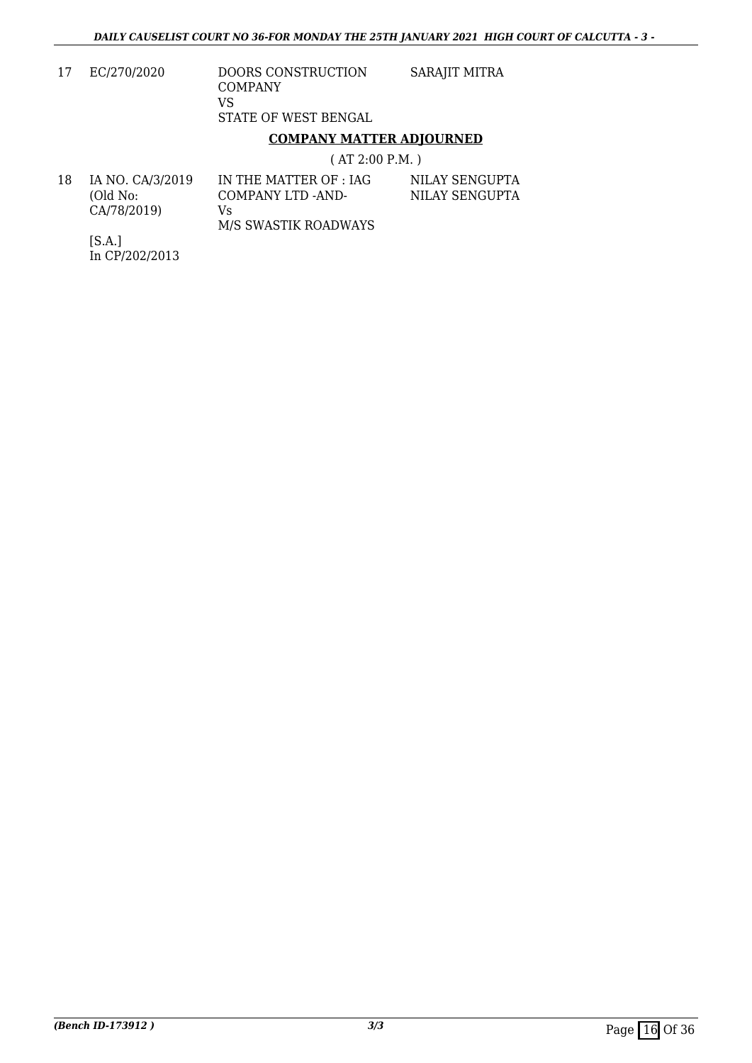| | | | |
|---|---|---|---|
| 17 | EC/270/2020 | DOORS CONSTRUCTION COMPANY<br>VS<br>STATE OF WEST BENGAL | SARAJIT MITRA |

**COMPANY MATTER ADJOURNED**

( AT 2:00 P.M. )

| | | | |
|---|---|---|---|
| 18 | IA NO. CA/3/2019<br>(Old No: CA/78/2019)<br><br>[S.A.]<br>In CP/202/2013 | IN THE MATTER OF : IAG COMPANY LTD -AND-<br>Vs<br>M/S SWASTIK ROADWAYS | NILAY SENGUPTA<br>NILAY SENGUPTA |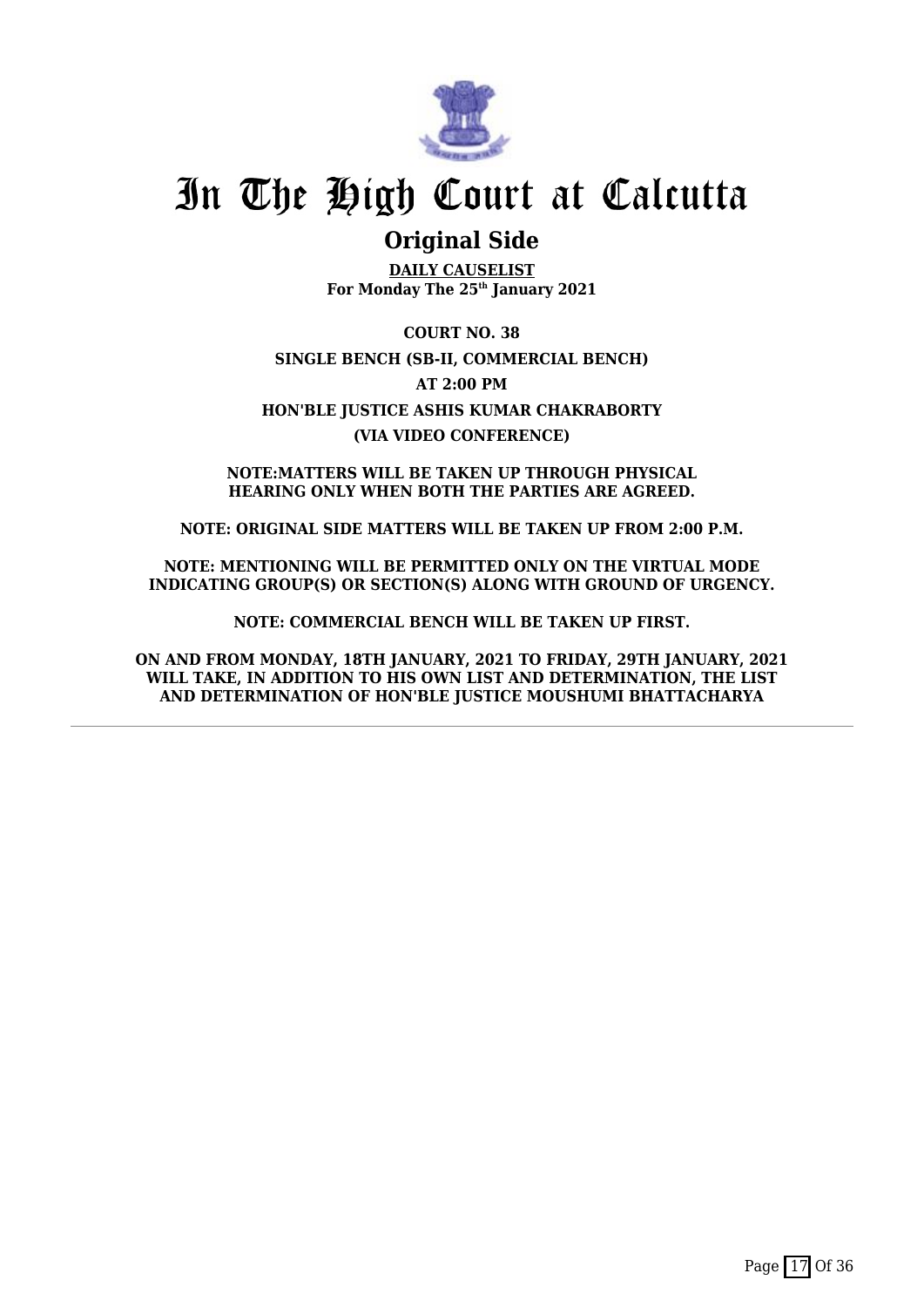# In The High Court at Calcutta

## Original Side

**DAILY CAUSELIST**
**For Monday The 25th January 2021**

**COURT NO. 38**

**SINGLE BENCH (SB-II, COMMERCIAL BENCH)**

**AT 2:00 PM**

**HON'BLE JUSTICE ASHIS KUMAR CHAKRABORTY**

**(VIA VIDEO CONFERENCE)**

**NOTE:MATTERS WILL BE TAKEN UP THROUGH PHYSICAL HEARING ONLY WHEN BOTH THE PARTIES ARE AGREED.**

**NOTE: ORIGINAL SIDE MATTERS WILL BE TAKEN UP FROM 2:00 P.M.**

**NOTE: MENTIONING WILL BE PERMITTED ONLY ON THE VIRTUAL MODE INDICATING GROUP(S) OR SECTION(S) ALONG WITH GROUND OF URGENCY.**

**NOTE: COMMERCIAL BENCH WILL BE TAKEN UP FIRST.**

**ON AND FROM MONDAY, 18TH JANUARY, 2021 TO FRIDAY, 29TH JANUARY, 2021 WILL TAKE, IN ADDITION TO HIS OWN LIST AND DETERMINATION, THE LIST AND DETERMINATION OF HON'BLE JUSTICE MOUSHUMI BHATTACHARYA**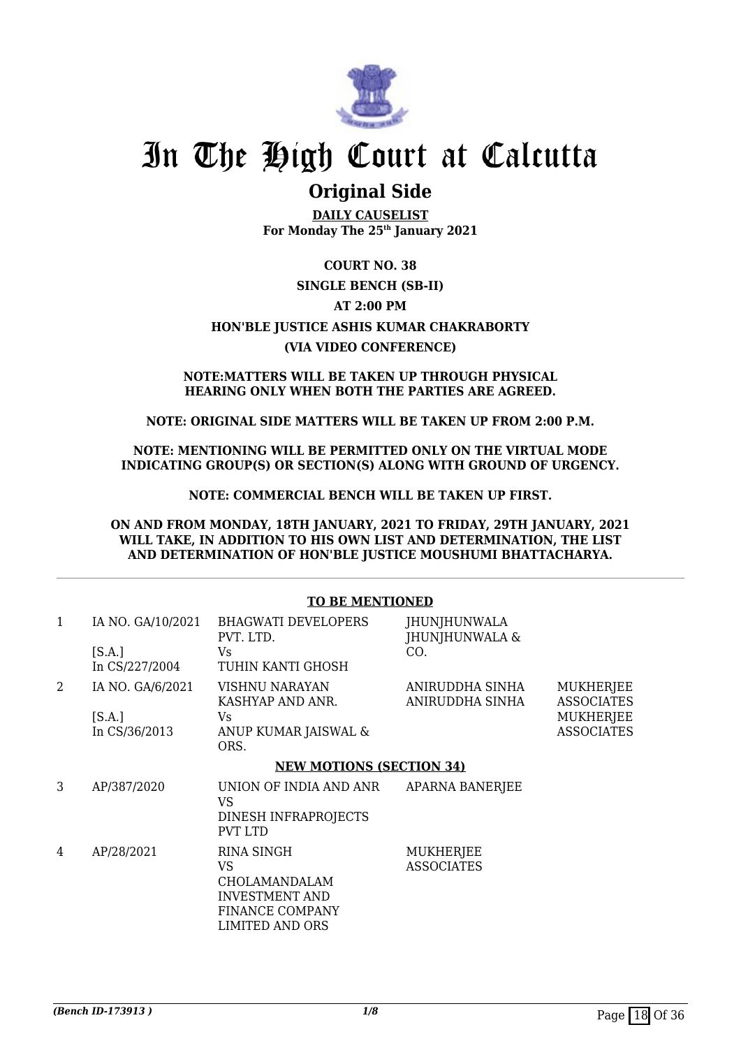# In The High Court at Calcutta

## Original Side

**DAILY CAUSELIST**
**For Monday The 25th January 2021**

**COURT NO. 38**

**SINGLE BENCH (SB-II)**

**AT 2:00 PM**

**HON'BLE JUSTICE ASHIS KUMAR CHAKRABORTY**

**(VIA VIDEO CONFERENCE)**

**NOTE:MATTERS WILL BE TAKEN UP THROUGH PHYSICAL HEARING ONLY WHEN BOTH THE PARTIES ARE AGREED.**

**NOTE: ORIGINAL SIDE MATTERS WILL BE TAKEN UP FROM 2:00 P.M.**

**NOTE: MENTIONING WILL BE PERMITTED ONLY ON THE VIRTUAL MODE INDICATING GROUP(S) OR SECTION(S) ALONG WITH GROUND OF URGENCY.**

**NOTE: COMMERCIAL BENCH WILL BE TAKEN UP FIRST.**

**ON AND FROM MONDAY, 18TH JANUARY, 2021 TO FRIDAY, 29TH JANUARY, 2021 WILL TAKE, IN ADDITION TO HIS OWN LIST AND DETERMINATION, THE LIST AND DETERMINATION OF HON'BLE JUSTICE MOUSHUMI BHATTACHARYA.**

**TO BE MENTIONED**

| | | | | |
|---|---|---|---|---|
| 1 | IA NO. GA/10/2021<br>[S.A.]<br>In CS/227/2004 | BHAGWATI DEVELOPERS PVT. LTD.<br>Vs<br>TUHIN KANTI GHOSH | JHUNJHUNWALA JHUNJHUNWALA & CO. | |
| 2 | IA NO. GA/6/2021<br>[S.A.]<br>In CS/36/2013 | VISHNU NARAYAN KASHYAP AND ANR.<br>Vs<br>ANUP KUMAR JAISWAL & ORS. | ANIRUDDHA SINHA<br>ANIRUDDHA SINHA | MUKHERJEE ASSOCIATES<br>MUKHERJEE ASSOCIATES |

**NEW MOTIONS (SECTION 34)**

| | | | | |
|---|---|---|---|---|
| 3 | AP/387/2020 | UNION OF INDIA AND ANR<br>VS<br>DINESH INFRAPROJECTS PVT LTD | APARNA BANERJEE | |
| 4 | AP/28/2021 | RINA SINGH<br>VS<br>CHOLAMANDALAM INVESTMENT AND FINANCE COMPANY LIMITED AND ORS | MUKHERJEE ASSOCIATES | |

*(Bench ID-173913 )*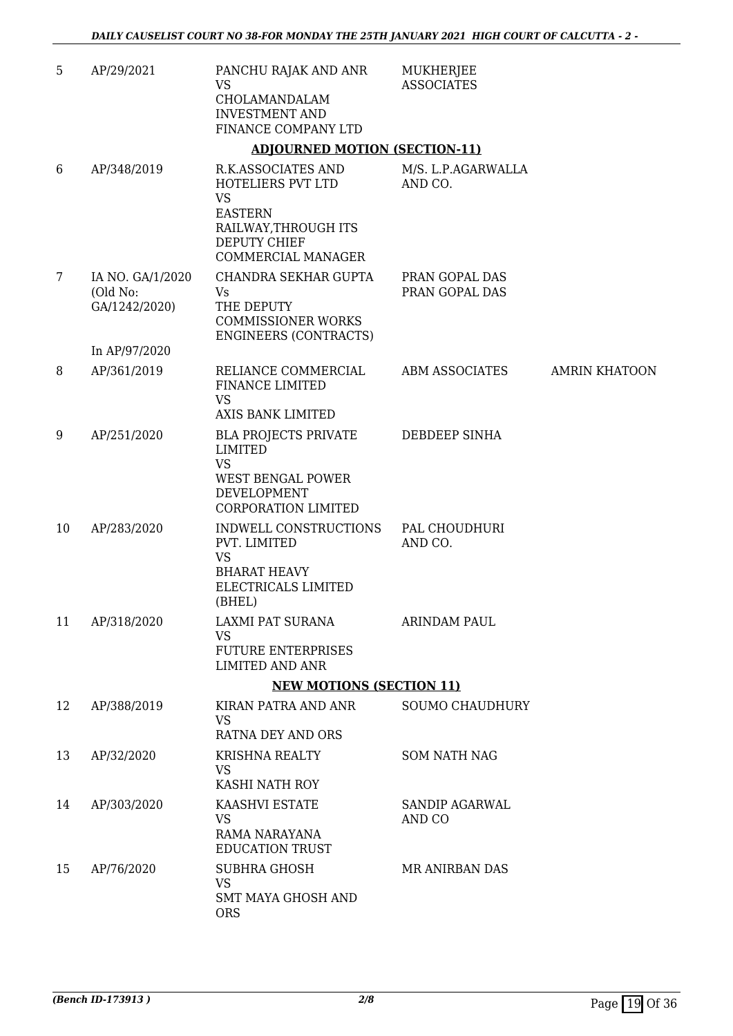| | | | | |
|---|---|---|---|---|
| 5 | AP/29/2021 | PANCHU RAJAK AND ANR<br>VS<br>CHOLAMANDALAM INVESTMENT AND FINANCE COMPANY LTD | MUKHERJEE ASSOCIATES | |

**ADJOURNED MOTION (SECTION-11)**

| | | | | |
|---|---|---|---|---|
| 6 | AP/348/2019 | R.K.ASSOCIATES AND HOTELIERS PVT LTD<br>VS<br>EASTERN RAILWAY,THROUGH ITS DEPUTY CHIEF COMMERCIAL MANAGER | M/S. L.P.AGARWALLA AND CO. | |
| 7 | IA NO. GA/1/2020 (Old No: GA/1242/2020)<br><br>In AP/97/2020 | CHANDRA SEKHAR GUPTA<br>Vs<br>THE DEPUTY COMMISSIONER WORKS ENGINEERS (CONTRACTS) | PRAN GOPAL DAS<br>PRAN GOPAL DAS | |
| 8 | AP/361/2019 | RELIANCE COMMERCIAL FINANCE LIMITED<br>VS<br>AXIS BANK LIMITED | ABM ASSOCIATES | AMRIN KHATOON |
| 9 | AP/251/2020 | BLA PROJECTS PRIVATE LIMITED<br>VS<br>WEST BENGAL POWER DEVELOPMENT CORPORATION LIMITED | DEBDEEP SINHA | |
| 10 | AP/283/2020 | INDWELL CONSTRUCTIONS PVT. LIMITED<br>VS<br>BHARAT HEAVY ELECTRICALS LIMITED (BHEL) | PAL CHOUDHURI AND CO. | |
| 11 | AP/318/2020 | LAXMI PAT SURANA<br>VS<br>FUTURE ENTERPRISES LIMITED AND ANR | ARINDAM PAUL | |

**NEW MOTIONS (SECTION 11)**

| | | | | |
|---|---|---|---|---|
| 12 | AP/388/2019 | KIRAN PATRA AND ANR<br>VS<br>RATNA DEY AND ORS | SOUMO CHAUDHURY | |
| 13 | AP/32/2020 | KRISHNA REALTY<br>VS<br>KASHI NATH ROY | SOM NATH NAG | |
| 14 | AP/303/2020 | KAASHVI ESTATE<br>VS<br>RAMA NARAYANA EDUCATION TRUST | SANDIP AGARWAL AND CO | |
| 15 | AP/76/2020 | SUBHRA GHOSH<br>VS<br>SMT MAYA GHOSH AND ORS | MR ANIRBAN DAS | |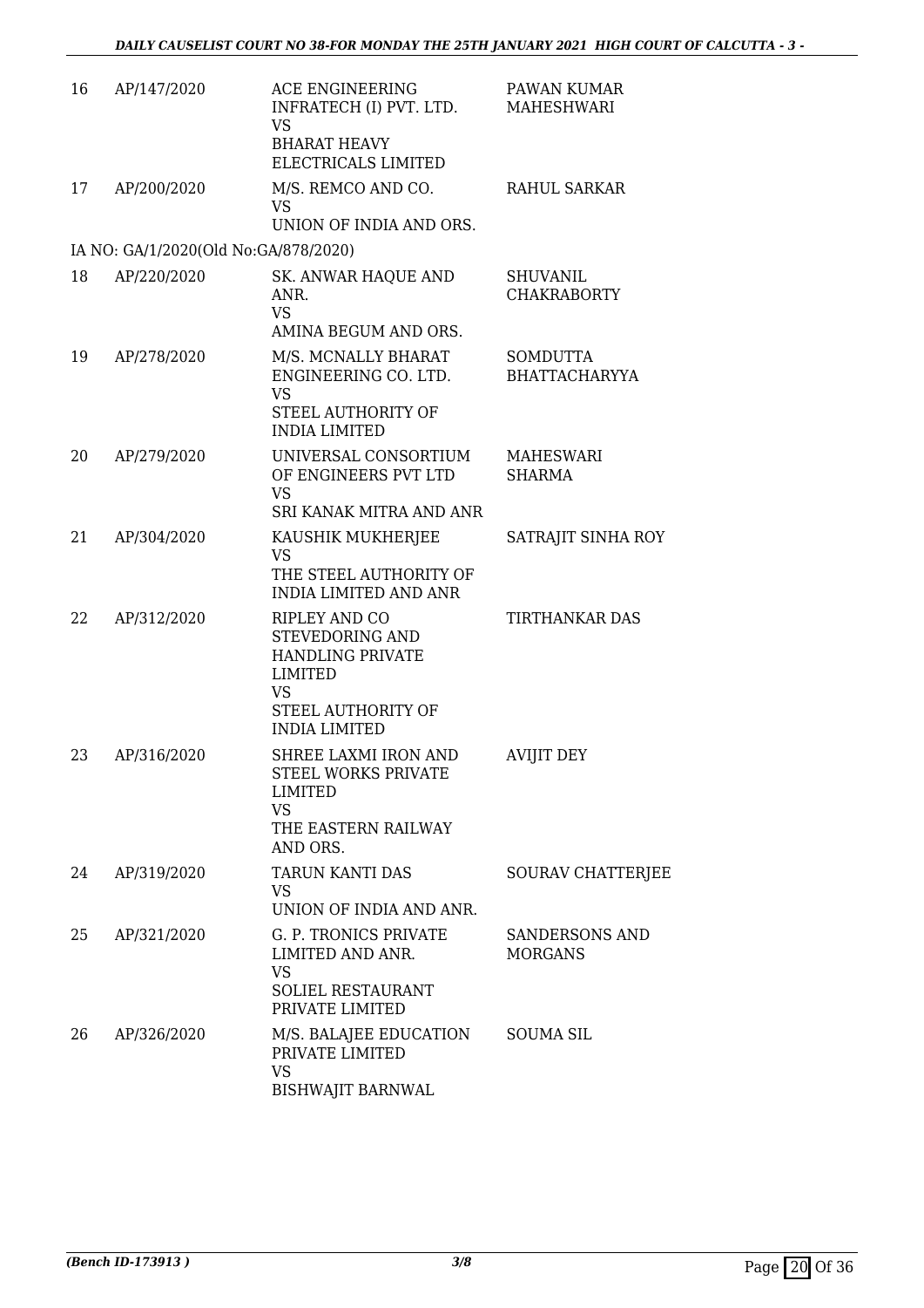| | | | |
|---|---|---|---|
| 16 | AP/147/2020 | ACE ENGINEERING INFRATECH (I) PVT. LTD.<br>VS<br>BHARAT HEAVY ELECTRICALS LIMITED | PAWAN KUMAR MAHESHWARI |
| 17 | AP/200/2020 | M/S. REMCO AND CO.<br>VS<br>UNION OF INDIA AND ORS. | RAHUL SARKAR |
| IA NO: GA/1/2020(Old No:GA/878/2020) | | | |
| 18 | AP/220/2020 | SK. ANWAR HAQUE AND ANR.<br>VS<br>AMINA BEGUM AND ORS. | SHUVANIL CHAKRABORTY |
| 19 | AP/278/2020 | M/S. MCNALLY BHARAT ENGINEERING CO. LTD.<br>VS<br>STEEL AUTHORITY OF INDIA LIMITED | SOMDUTTA BHATTACHARYYA |
| 20 | AP/279/2020 | UNIVERSAL CONSORTIUM OF ENGINEERS PVT LTD<br>VS<br>SRI KANAK MITRA AND ANR | MAHESWARI SHARMA |
| 21 | AP/304/2020 | KAUSHIK MUKHERJEE<br>VS<br>THE STEEL AUTHORITY OF INDIA LIMITED AND ANR | SATRAJIT SINHA ROY |
| 22 | AP/312/2020 | RIPLEY AND CO STEVEDORING AND HANDLING PRIVATE LIMITED<br>VS<br>STEEL AUTHORITY OF INDIA LIMITED | TIRTHANKAR DAS |
| 23 | AP/316/2020 | SHREE LAXMI IRON AND STEEL WORKS PRIVATE LIMITED<br>VS<br>THE EASTERN RAILWAY AND ORS. | AVIJIT DEY |
| 24 | AP/319/2020 | TARUN KANTI DAS<br>VS<br>UNION OF INDIA AND ANR. | SOURAV CHATTERJEE |
| 25 | AP/321/2020 | G. P. TRONICS PRIVATE LIMITED AND ANR.<br>VS<br>SOLIEL RESTAURANT PRIVATE LIMITED | SANDERSONS AND MORGANS |
| 26 | AP/326/2020 | M/S. BALAJEE EDUCATION PRIVATE LIMITED<br>VS<br>BISHWAJIT BARNWAL | SOUMA SIL |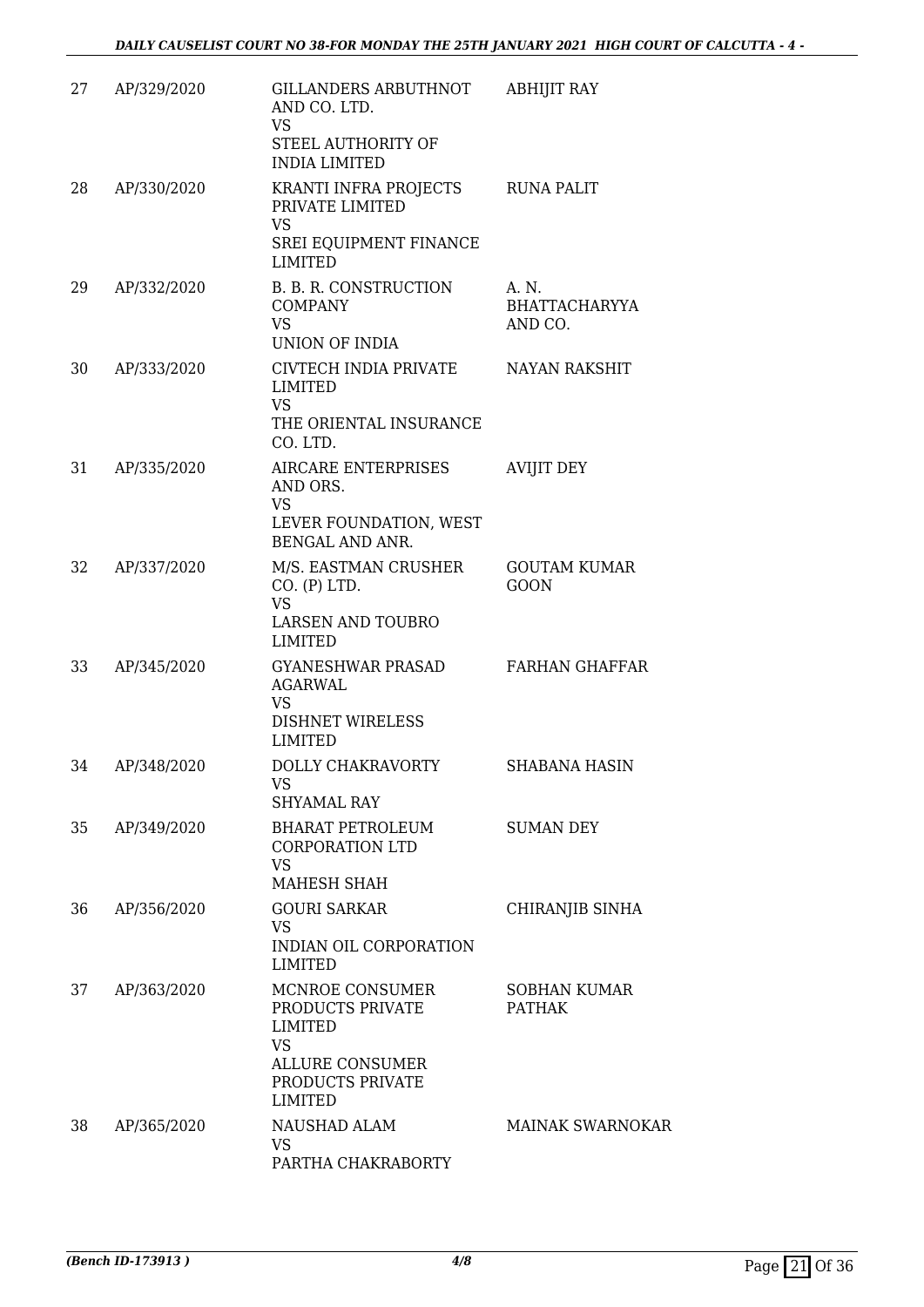| | | | |
|---|---|---|---|
| 27 | AP/329/2020 | GILLANDERS ARBUTHNOT AND CO. LTD.<br>VS<br>STEEL AUTHORITY OF INDIA LIMITED | ABHIJIT RAY |
| 28 | AP/330/2020 | KRANTI INFRA PROJECTS PRIVATE LIMITED<br>VS<br>SREI EQUIPMENT FINANCE LIMITED | RUNA PALIT |
| 29 | AP/332/2020 | B. B. R. CONSTRUCTION COMPANY<br>VS<br>UNION OF INDIA | A. N. BHATTACHARYYA AND CO. |
| 30 | AP/333/2020 | CIVTECH INDIA PRIVATE LIMITED<br>VS<br>THE ORIENTAL INSURANCE CO. LTD. | NAYAN RAKSHIT |
| 31 | AP/335/2020 | AIRCARE ENTERPRISES AND ORS.<br>VS<br>LEVER FOUNDATION, WEST BENGAL AND ANR. | AVIJIT DEY |
| 32 | AP/337/2020 | M/S. EASTMAN CRUSHER CO. (P) LTD.<br>VS<br>LARSEN AND TOUBRO LIMITED | GOUTAM KUMAR GOON |
| 33 | AP/345/2020 | GYANESHWAR PRASAD AGARWAL<br>VS<br>DISHNET WIRELESS LIMITED | FARHAN GHAFFAR |
| 34 | AP/348/2020 | DOLLY CHAKRAVORTY<br>VS<br>SHYAMAL RAY | SHABANA HASIN |
| 35 | AP/349/2020 | BHARAT PETROLEUM CORPORATION LTD<br>VS<br>MAHESH SHAH | SUMAN DEY |
| 36 | AP/356/2020 | GOURI SARKAR<br>VS<br>INDIAN OIL CORPORATION LIMITED | CHIRANJIB SINHA |
| 37 | AP/363/2020 | MCNROE CONSUMER PRODUCTS PRIVATE LIMITED<br>VS<br>ALLURE CONSUMER PRODUCTS PRIVATE LIMITED | SOBHAN KUMAR PATHAK |
| 38 | AP/365/2020 | NAUSHAD ALAM<br>VS<br>PARTHA CHAKRABORTY | MAINAK SWARNOKAR |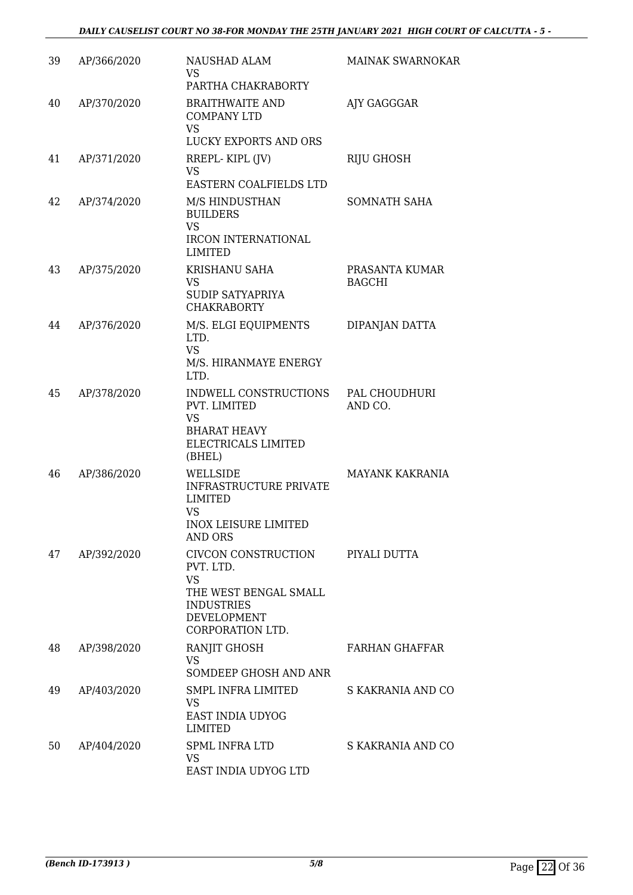| 39 | AP/366/2020 | NAUSHAD ALAM<br>VS<br>PARTHA CHAKRABORTY | MAINAK SWARNOKAR |
|---|---|---|---|
| 40 | AP/370/2020 | BRAITHWAITE AND COMPANY LTD<br>VS<br>LUCKY EXPORTS AND ORS | AJY GAGGGAR |
| 41 | AP/371/2020 | RREPL- KIPL (JV)<br>VS<br>EASTERN COALFIELDS LTD | RIJU GHOSH |
| 42 | AP/374/2020 | M/S HINDUSTHAN BUILDERS<br>VS<br>IRCON INTERNATIONAL LIMITED | SOMNATH SAHA |
| 43 | AP/375/2020 | KRISHANU SAHA<br>VS<br>SUDIP SATYAPRIYA CHAKRABORTY | PRASANTA KUMAR BAGCHI |
| 44 | AP/376/2020 | M/S. ELGI EQUIPMENTS LTD.<br>VS<br>M/S. HIRANMAYE ENERGY LTD. | DIPANJAN DATTA |
| 45 | AP/378/2020 | INDWELL CONSTRUCTIONS PVT. LIMITED<br>VS<br>BHARAT HEAVY ELECTRICALS LIMITED (BHEL) | PAL CHOUDHURI AND CO. |
| 46 | AP/386/2020 | WELLSIDE INFRASTRUCTURE PRIVATE LIMITED<br>VS<br>INOX LEISURE LIMITED AND ORS | MAYANK KAKRANIA |
| 47 | AP/392/2020 | CIVCON CONSTRUCTION PVT. LTD.<br>VS<br>THE WEST BENGAL SMALL INDUSTRIES DEVELOPMENT CORPORATION LTD. | PIYALI DUTTA |
| 48 | AP/398/2020 | RANJIT GHOSH<br>VS<br>SOMDEEP GHOSH AND ANR | FARHAN GHAFFAR |
| 49 | AP/403/2020 | SMPL INFRA LIMITED<br>VS<br>EAST INDIA UDYOG LIMITED | S KAKRANIA AND CO |
| 50 | AP/404/2020 | SPML INFRA LTD<br>VS<br>EAST INDIA UDYOG LTD | S KAKRANIA AND CO |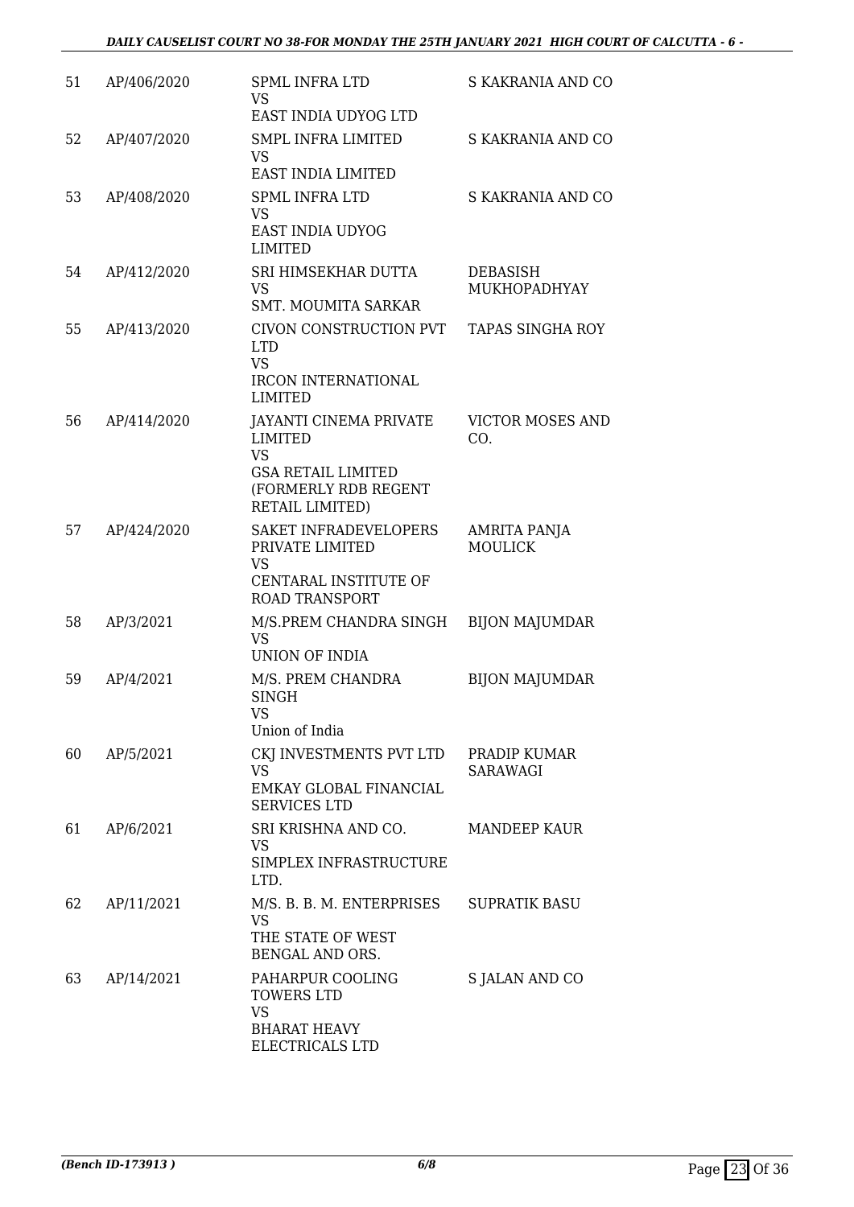| 51 | AP/406/2020 | SPML INFRA LTD<br>VS<br>EAST INDIA UDYOG LTD | S KAKRANIA AND CO |
|---|---|---|---|
| 52 | AP/407/2020 | SMPL INFRA LIMITED<br>VS<br>EAST INDIA LIMITED | S KAKRANIA AND CO |
| 53 | AP/408/2020 | SPML INFRA LTD<br>VS<br>EAST INDIA UDYOG LIMITED | S KAKRANIA AND CO |
| 54 | AP/412/2020 | SRI HIMSEKHAR DUTTA<br>VS<br>SMT. MOUMITA SARKAR | DEBASISH MUKHOPADHYAY |
| 55 | AP/413/2020 | CIVON CONSTRUCTION PVT LTD<br>VS<br>IRCON INTERNATIONAL LIMITED | TAPAS SINGHA ROY |
| 56 | AP/414/2020 | JAYANTI CINEMA PRIVATE LIMITED<br>VS<br>GSA RETAIL LIMITED (FORMERLY RDB REGENT RETAIL LIMITED) | VICTOR MOSES AND CO. |
| 57 | AP/424/2020 | SAKET INFRADEVELOPERS PRIVATE LIMITED<br>VS<br>CENTARAL INSTITUTE OF ROAD TRANSPORT | AMRITA PANJA MOULICK |
| 58 | AP/3/2021 | M/S.PREM CHANDRA SINGH<br>VS<br>UNION OF INDIA | BIJON MAJUMDAR |
| 59 | AP/4/2021 | M/S. PREM CHANDRA SINGH<br>VS<br>Union of India | BIJON MAJUMDAR |
| 60 | AP/5/2021 | CKJ INVESTMENTS PVT LTD<br>VS<br>EMKAY GLOBAL FINANCIAL SERVICES LTD | PRADIP KUMAR SARAWAGI |
| 61 | AP/6/2021 | SRI KRISHNA AND CO.<br>VS<br>SIMPLEX INFRASTRUCTURE LTD. | MANDEEP KAUR |
| 62 | AP/11/2021 | M/S. B. B. M. ENTERPRISES<br>VS<br>THE STATE OF WEST BENGAL AND ORS. | SUPRATIK BASU |
| 63 | AP/14/2021 | PAHARPUR COOLING TOWERS LTD<br>VS<br>BHARAT HEAVY ELECTRICALS LTD | S JALAN AND CO |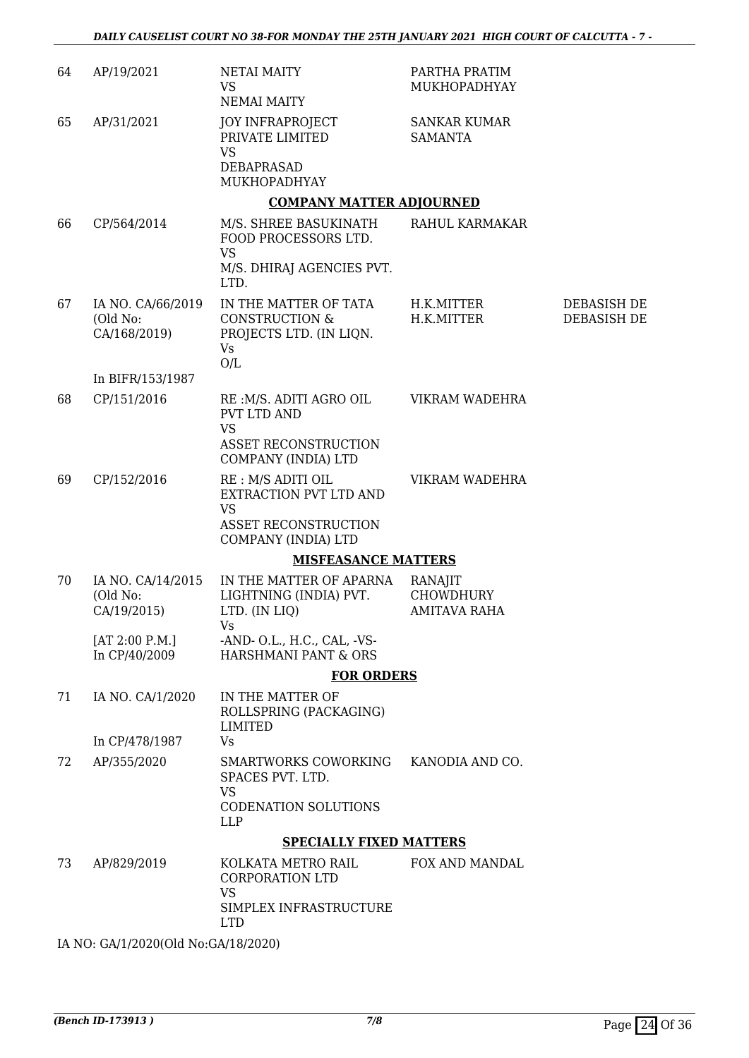| | | | | |
|---|---|---|---|---|
| 64 | AP/19/2021 | NETAI MAITY<br>VS<br>NEMAI MAITY | PARTHA PRATIM MUKHOPADHYAY | |
| 65 | AP/31/2021 | JOY INFRAPROJECT PRIVATE LIMITED<br>VS<br>DEBAPRASAD MUKHOPADHYAY | SANKAR KUMAR SAMANTA | |

**COMPANY MATTER ADJOURNED**

| | | | | |
|---|---|---|---|---|
| 66 | CP/564/2014 | M/S. SHREE BASUKINATH FOOD PROCESSORS LTD.<br>VS<br>M/S. DHIRAJ AGENCIES PVT. LTD. | RAHUL KARMAKAR | |
| 67 | IA NO. CA/66/2019<br>(Old No: CA/168/2019)<br><br>In BIFR/153/1987 | IN THE MATTER OF TATA CONSTRUCTION & PROJECTS LTD. (IN LIQN.<br>Vs<br>O/L | H.K.MITTER<br>H.K.MITTER | DEBASISH DE<br>DEBASISH DE |
| 68 | CP/151/2016 | RE :M/S. ADITI AGRO OIL PVT LTD AND<br>VS<br>ASSET RECONSTRUCTION COMPANY (INDIA) LTD | VIKRAM WADEHRA | |
| 69 | CP/152/2016 | RE : M/S ADITI OIL EXTRACTION PVT LTD AND<br>VS<br>ASSET RECONSTRUCTION COMPANY (INDIA) LTD | VIKRAM WADEHRA | |

**MISFEASANCE MATTERS**

| | | | | |
|---|---|---|---|---|
| 70 | IA NO. CA/14/2015<br>(Old No: CA/19/2015)<br><br>[AT 2:00 P.M.]<br>In CP/40/2009 | IN THE MATTER OF APARNA LIGHTNING (INDIA) PVT. LTD. (IN LIQ)<br>Vs<br>-AND- O.L., H.C., CAL, -VS- HARSHMANI PANT & ORS | RANAJIT CHOWDHURY<br>AMITAVA RAHA | |

**FOR ORDERS**

| | | | | |
|---|---|---|---|---|
| 71 | IA NO. CA/1/2020<br><br>In CP/478/1987 | IN THE MATTER OF ROLLSPRING (PACKAGING) LIMITED<br>Vs | | |
| 72 | AP/355/2020 | SMARTWORKS COWORKING SPACES PVT. LTD.<br>VS<br>CODENATION SOLUTIONS LLP | KANODIA AND CO. | |

**SPECIALLY FIXED MATTERS**

| | | | | |
|---|---|---|---|---|
| 73 | AP/829/2019 | KOLKATA METRO RAIL CORPORATION LTD<br>VS<br>SIMPLEX INFRASTRUCTURE LTD | FOX AND MANDAL | |

IA NO: GA/1/2020(Old No:GA/18/2020)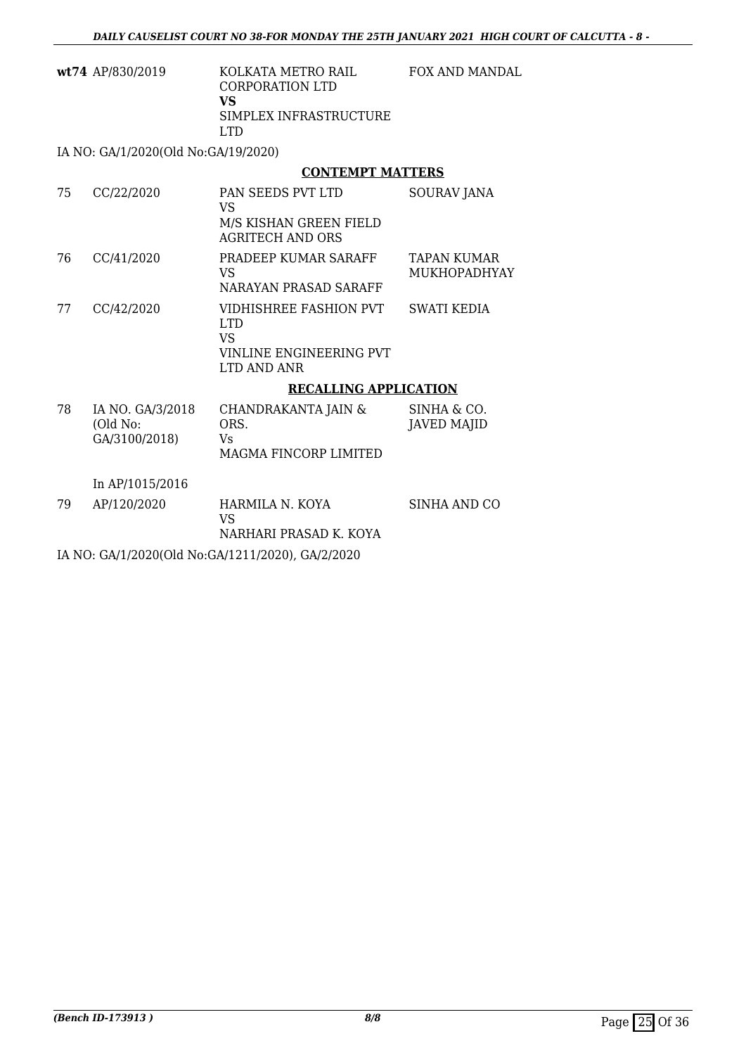| | | | |
|---|---|---|---|
| **wt74** | AP/830/2019 | KOLKATA METRO RAIL CORPORATION LTD **VS** SIMPLEX INFRASTRUCTURE LTD | FOX AND MANDAL |

IA NO: GA/1/2020(Old No:GA/19/2020)

## CONTEMPT MATTERS

| | | | |
|---|---|---|---|
| 75 | CC/22/2020 | PAN SEEDS PVT LTD VS M/S KISHAN GREEN FIELD AGRITECH AND ORS | SOURAV JANA |
| 76 | CC/41/2020 | PRADEEP KUMAR SARAFF VS NARAYAN PRASAD SARAFF | TAPAN KUMAR MUKHOPADHYAY |
| 77 | CC/42/2020 | VIDHISHREE FASHION PVT LTD VS VINLINE ENGINEERING PVT LTD AND ANR | SWATI KEDIA |

## RECALLING APPLICATION

| | | | |
|---|---|---|---|
| 78 | IA NO. GA/3/2018 (Old No: GA/3100/2018) In AP/1015/2016 | CHANDRAKANTA JAIN & ORS. Vs MAGMA FINCORP LIMITED | SINHA & CO. JAVED MAJID |
| 79 | AP/120/2020 | HARMILA N. KOYA VS NARHARI PRASAD K. KOYA | SINHA AND CO |

IA NO: GA/1/2020(Old No:GA/1211/2020), GA/2/2020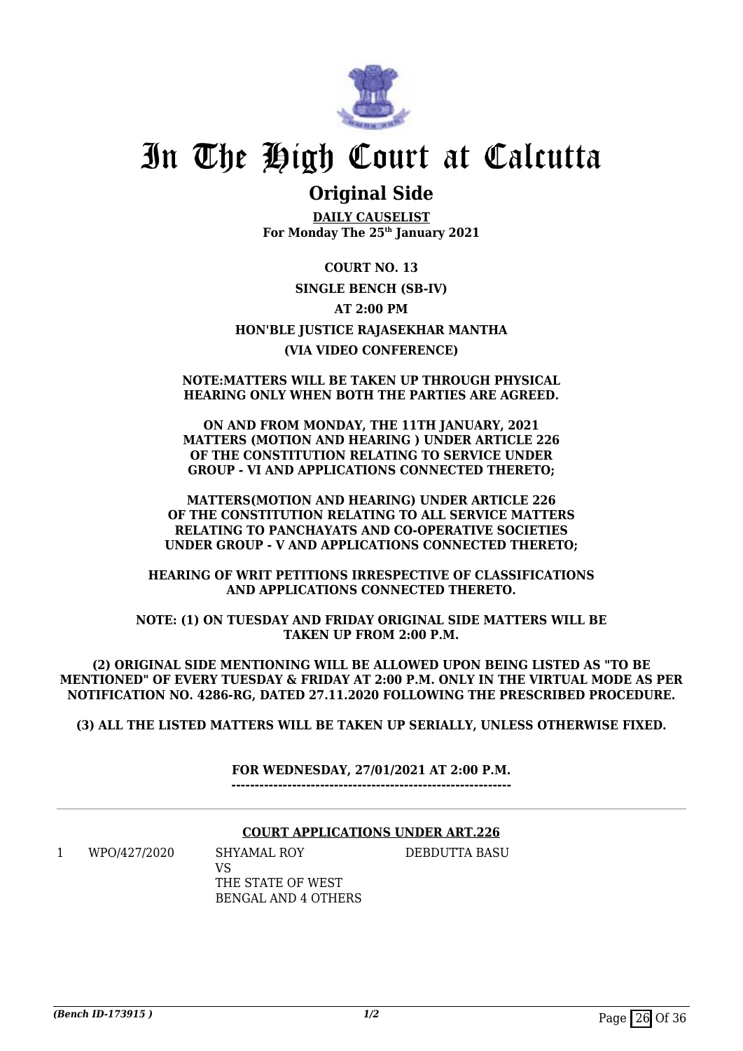# In The High Court at Calcutta

## Original Side

**DAILY CAUSELIST**
**For Monday The 25th January 2021**

**COURT NO. 13**

**SINGLE BENCH (SB-IV)**

**AT 2:00 PM**

**HON'BLE JUSTICE RAJASEKHAR MANTHA**

**(VIA VIDEO CONFERENCE)**

**NOTE:MATTERS WILL BE TAKEN UP THROUGH PHYSICAL HEARING ONLY WHEN BOTH THE PARTIES ARE AGREED.**

**ON AND FROM MONDAY, THE 11TH JANUARY, 2021 MATTERS (MOTION AND HEARING ) UNDER ARTICLE 226 OF THE CONSTITUTION RELATING TO SERVICE UNDER GROUP - VI AND APPLICATIONS CONNECTED THERETO;**

**MATTERS(MOTION AND HEARING) UNDER ARTICLE 226 OF THE CONSTITUTION RELATING TO ALL SERVICE MATTERS RELATING TO PANCHAYATS AND CO-OPERATIVE SOCIETIES UNDER GROUP - V AND APPLICATIONS CONNECTED THERETO;**

**HEARING OF WRIT PETITIONS IRRESPECTIVE OF CLASSIFICATIONS AND APPLICATIONS CONNECTED THERETO.**

**NOTE: (1) ON TUESDAY AND FRIDAY ORIGINAL SIDE MATTERS WILL BE TAKEN UP FROM 2:00 P.M.**

**(2) ORIGINAL SIDE MENTIONING WILL BE ALLOWED UPON BEING LISTED AS "TO BE MENTIONED" OF EVERY TUESDAY & FRIDAY AT 2:00 P.M. ONLY IN THE VIRTUAL MODE AS PER NOTIFICATION NO. 4286-RG, DATED 27.11.2020 FOLLOWING THE PRESCRIBED PROCEDURE.**

**(3) ALL THE LISTED MATTERS WILL BE TAKEN UP SERIALLY, UNLESS OTHERWISE FIXED.**

**FOR WEDNESDAY, 27/01/2021 AT 2:00 P.M.**
**------------------------------------------------------------**

**COURT APPLICATIONS UNDER ART.226**

| | | | |
|---|---|---|---|
| 1 | WPO/427/2020 | SHYAMAL ROY<br>VS<br>THE STATE OF WEST BENGAL AND 4 OTHERS | DEBDUTTA BASU |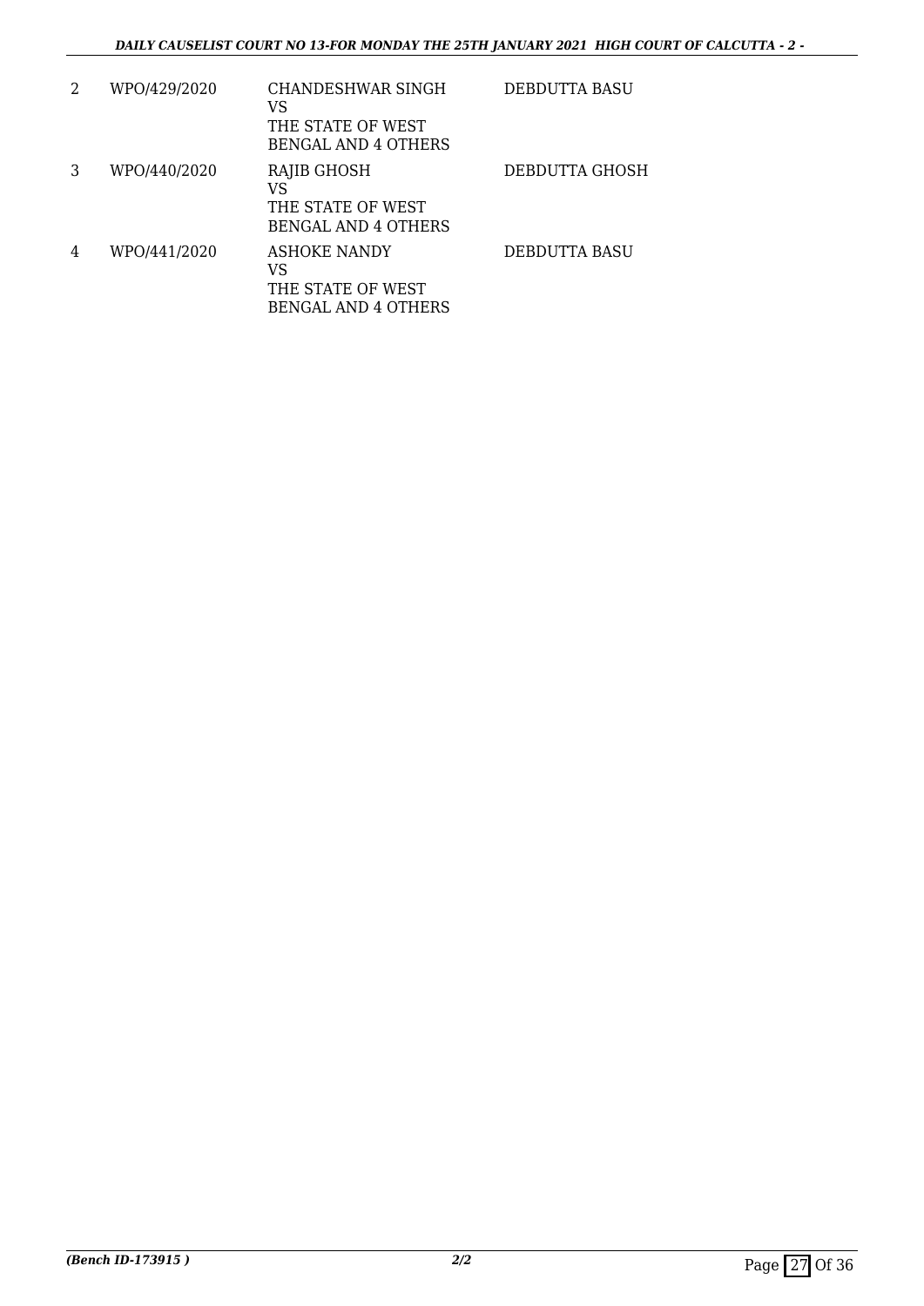| | | | |
|---|---|---|---|
| 2 | WPO/429/2020 | CHANDESHWAR SINGH<br>VS<br>THE STATE OF WEST<br>BENGAL AND 4 OTHERS | DEBDUTTA BASU |
| 3 | WPO/440/2020 | RAJIB GHOSH<br>VS<br>THE STATE OF WEST<br>BENGAL AND 4 OTHERS | DEBDUTTA GHOSH |
| 4 | WPO/441/2020 | ASHOKE NANDY<br>VS<br>THE STATE OF WEST<br>BENGAL AND 4 OTHERS | DEBDUTTA BASU |

*(Bench ID-173915 )* 2/2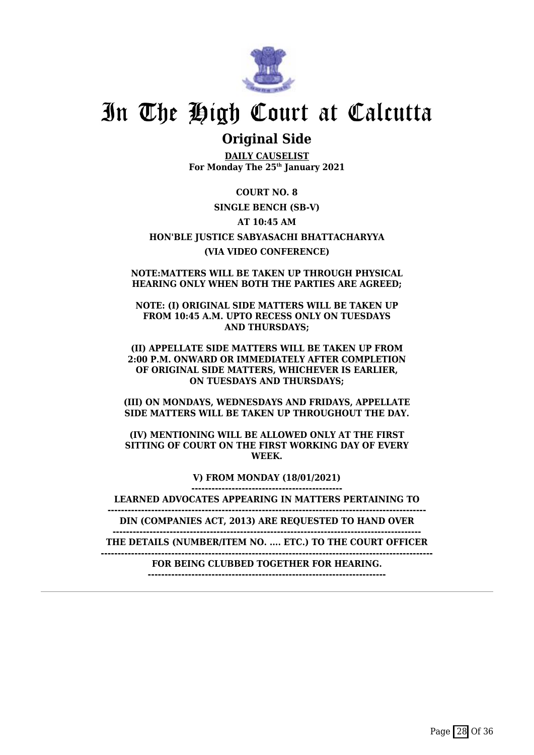# In The High Court at Calcutta

## Original Side

**DAILY CAUSELIST**
**For Monday The 25th January 2021**

**COURT NO. 8**

**SINGLE BENCH (SB-V)**

**AT 10:45 AM**

**HON'BLE JUSTICE SABYASACHI BHATTACHARYYA**

**(VIA VIDEO CONFERENCE)**

**NOTE:MATTERS WILL BE TAKEN UP THROUGH PHYSICAL HEARING ONLY WHEN BOTH THE PARTIES ARE AGREED;**

**NOTE: (I) ORIGINAL SIDE MATTERS WILL BE TAKEN UP FROM 10:45 A.M. UPTO RECESS ONLY ON TUESDAYS AND THURSDAYS;**

**(II) APPELLATE SIDE MATTERS WILL BE TAKEN UP FROM 2:00 P.M. ONWARD OR IMMEDIATELY AFTER COMPLETION OF ORIGINAL SIDE MATTERS, WHICHEVER IS EARLIER, ON TUESDAYS AND THURSDAYS;**

**(III) ON MONDAYS, WEDNESDAYS AND FRIDAYS, APPELLATE SIDE MATTERS WILL BE TAKEN UP THROUGHOUT THE DAY.**

**(IV) MENTIONING WILL BE ALLOWED ONLY AT THE FIRST SITTING OF COURT ON THE FIRST WORKING DAY OF EVERY WEEK.**

**V) FROM MONDAY (18/01/2021)**

**LEARNED ADVOCATES APPEARING IN MATTERS PERTAINING TO DIN (COMPANIES ACT, 2013) ARE REQUESTED TO HAND OVER THE DETAILS (NUMBER/ITEM NO. .... ETC.) TO THE COURT OFFICER FOR BEING CLUBBED TOGETHER FOR HEARING.**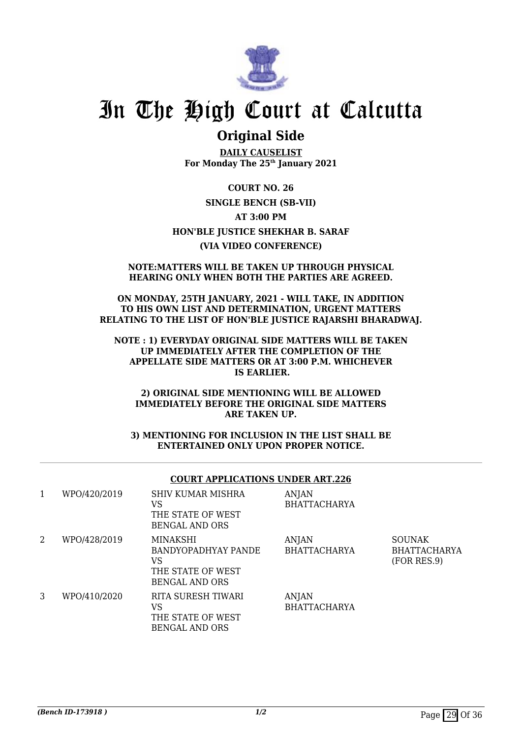# In The High Court at Calcutta

## Original Side

**DAILY CAUSELIST**
**For Monday The 25th January 2021**

**COURT NO. 26**

**SINGLE BENCH (SB-VII)**

**AT 3:00 PM**

**HON'BLE JUSTICE SHEKHAR B. SARAF**

**(VIA VIDEO CONFERENCE)**

**NOTE:MATTERS WILL BE TAKEN UP THROUGH PHYSICAL HEARING ONLY WHEN BOTH THE PARTIES ARE AGREED.**

**ON MONDAY, 25TH JANUARY, 2021 - WILL TAKE, IN ADDITION TO HIS OWN LIST AND DETERMINATION, URGENT MATTERS RELATING TO THE LIST OF HON'BLE JUSTICE RAJARSHI BHARADWAJ.**

**NOTE : 1) EVERYDAY ORIGINAL SIDE MATTERS WILL BE TAKEN UP IMMEDIATELY AFTER THE COMPLETION OF THE APPELLATE SIDE MATTERS OR AT 3:00 P.M. WHICHEVER IS EARLIER.**

**2) ORIGINAL SIDE MENTIONING WILL BE ALLOWED IMMEDIATELY BEFORE THE ORIGINAL SIDE MATTERS ARE TAKEN UP.**

**3) MENTIONING FOR INCLUSION IN THE LIST SHALL BE ENTERTAINED ONLY UPON PROPER NOTICE.**

**COURT APPLICATIONS UNDER ART.226**

| | | | | |
|---|---|---|---|---|
| 1 | WPO/420/2019 | SHIV KUMAR MISHRA VS THE STATE OF WEST BENGAL AND ORS | ANJAN BHATTACHARYA | |
| 2 | WPO/428/2019 | MINAKSHI BANDYOPADHYAY PANDE VS THE STATE OF WEST BENGAL AND ORS | ANJAN BHATTACHARYA | SOUNAK BHATTACHARYA (FOR RES.9) |
| 3 | WPO/410/2020 | RITA SURESH TIWARI VS THE STATE OF WEST BENGAL AND ORS | ANJAN BHATTACHARYA | |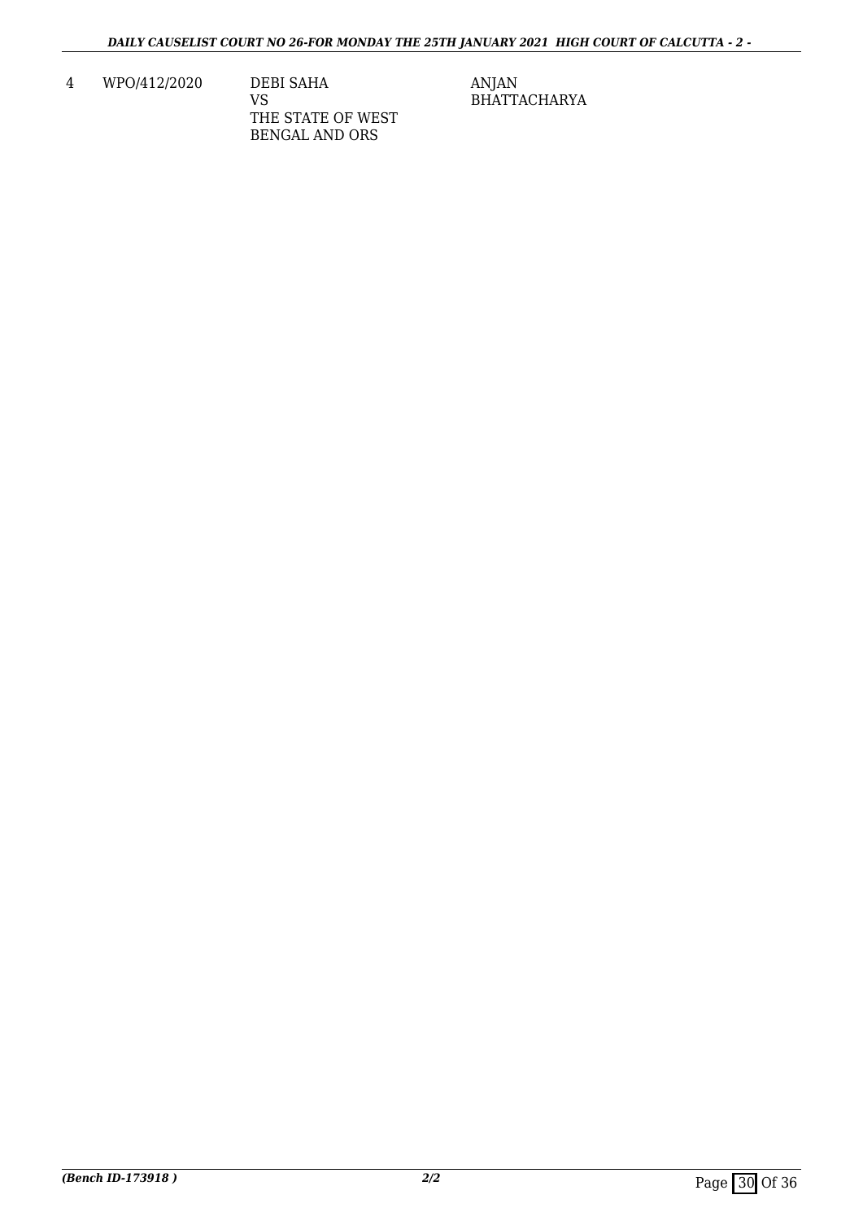| 4 | WPO/412/2020 | DEBI SAHA<br>VS<br>THE STATE OF WEST BENGAL AND ORS | ANJAN BHATTACHARYA |
|---|---|---|---|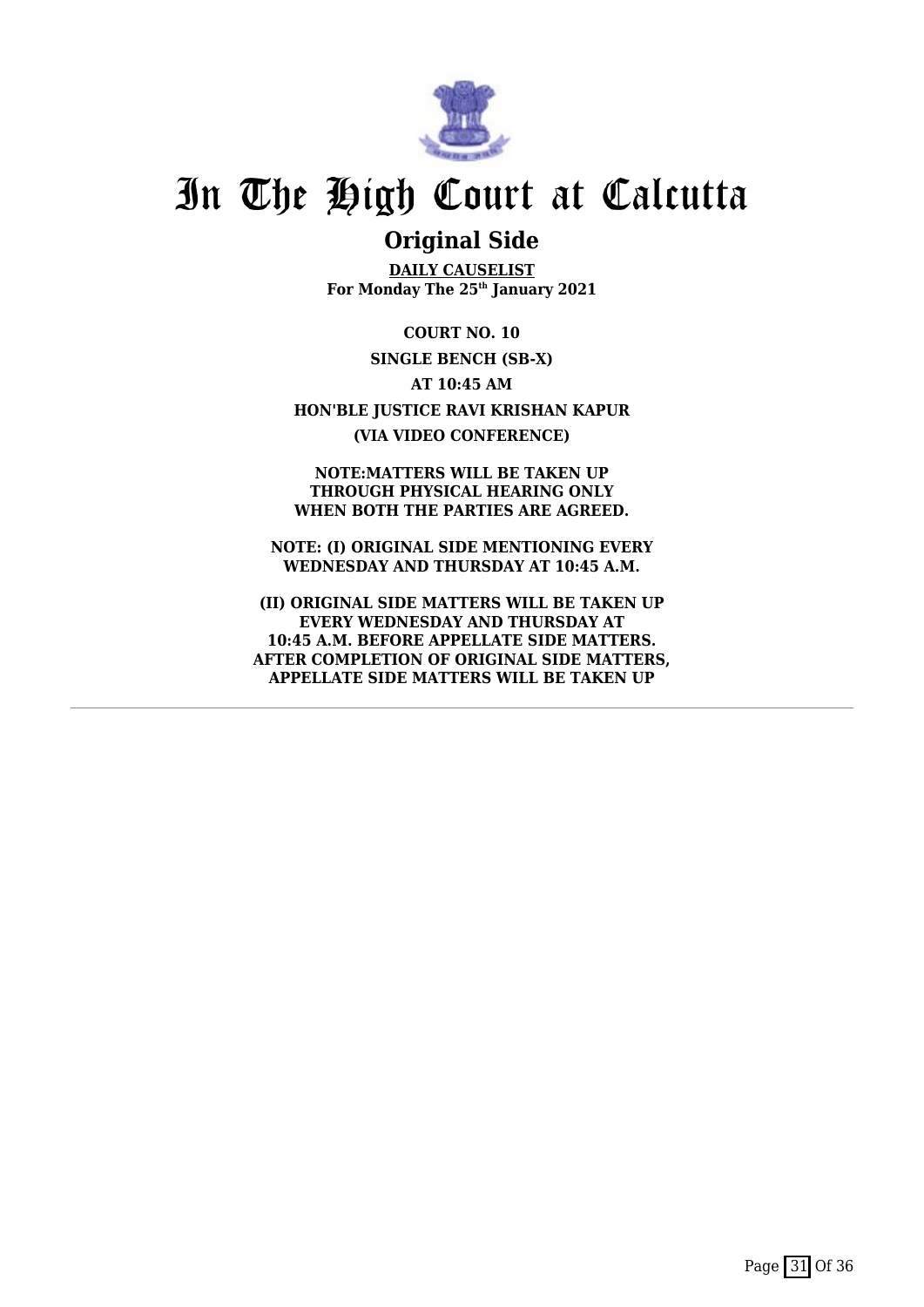# In The High Court at Calcutta

## Original Side

**DAILY CAUSELIST**
**For Monday The 25th January 2021**

**COURT NO. 10**

**SINGLE BENCH (SB-X)**

**AT 10:45 AM**

**HON'BLE JUSTICE RAVI KRISHAN KAPUR**

**(VIA VIDEO CONFERENCE)**

**NOTE:MATTERS WILL BE TAKEN UP THROUGH PHYSICAL HEARING ONLY WHEN BOTH THE PARTIES ARE AGREED.**

**NOTE: (I) ORIGINAL SIDE MENTIONING EVERY WEDNESDAY AND THURSDAY AT 10:45 A.M.**

**(II) ORIGINAL SIDE MATTERS WILL BE TAKEN UP EVERY WEDNESDAY AND THURSDAY AT 10:45 A.M. BEFORE APPELLATE SIDE MATTERS. AFTER COMPLETION OF ORIGINAL SIDE MATTERS, APPELLATE SIDE MATTERS WILL BE TAKEN UP**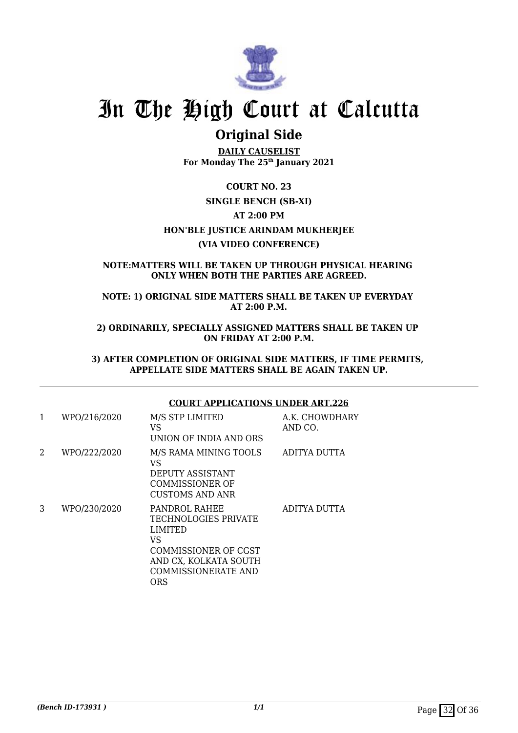# In The High Court at Calcutta

## Original Side

**DAILY CAUSELIST**
**For Monday The 25th January 2021**

**COURT NO. 23**

**SINGLE BENCH (SB-XI)**

**AT 2:00 PM**

**HON'BLE JUSTICE ARINDAM MUKHERJEE**

**(VIA VIDEO CONFERENCE)**

**NOTE:MATTERS WILL BE TAKEN UP THROUGH PHYSICAL HEARING ONLY WHEN BOTH THE PARTIES ARE AGREED.**

**NOTE: 1) ORIGINAL SIDE MATTERS SHALL BE TAKEN UP EVERYDAY AT 2:00 P.M.**

**2) ORDINARILY, SPECIALLY ASSIGNED MATTERS SHALL BE TAKEN UP ON FRIDAY AT 2:00 P.M.**

**3) AFTER COMPLETION OF ORIGINAL SIDE MATTERS, IF TIME PERMITS, APPELLATE SIDE MATTERS SHALL BE AGAIN TAKEN UP.**

**COURT APPLICATIONS UNDER ART.226**

| | | | |
|---|---|---|---|
| 1 | WPO/216/2020 | M/S STP LIMITED<br>VS<br>UNION OF INDIA AND ORS | A.K. CHOWDHARY AND CO. |
| 2 | WPO/222/2020 | M/S RAMA MINING TOOLS<br>VS<br>DEPUTY ASSISTANT COMMISSIONER OF CUSTOMS AND ANR | ADITYA DUTTA |
| 3 | WPO/230/2020 | PANDROL RAHEE TECHNOLOGIES PRIVATE LIMITED<br>VS<br>COMMISSIONER OF CGST AND CX, KOLKATA SOUTH COMMISSIONERATE AND ORS | ADITYA DUTTA |

*(Bench ID-173931 )*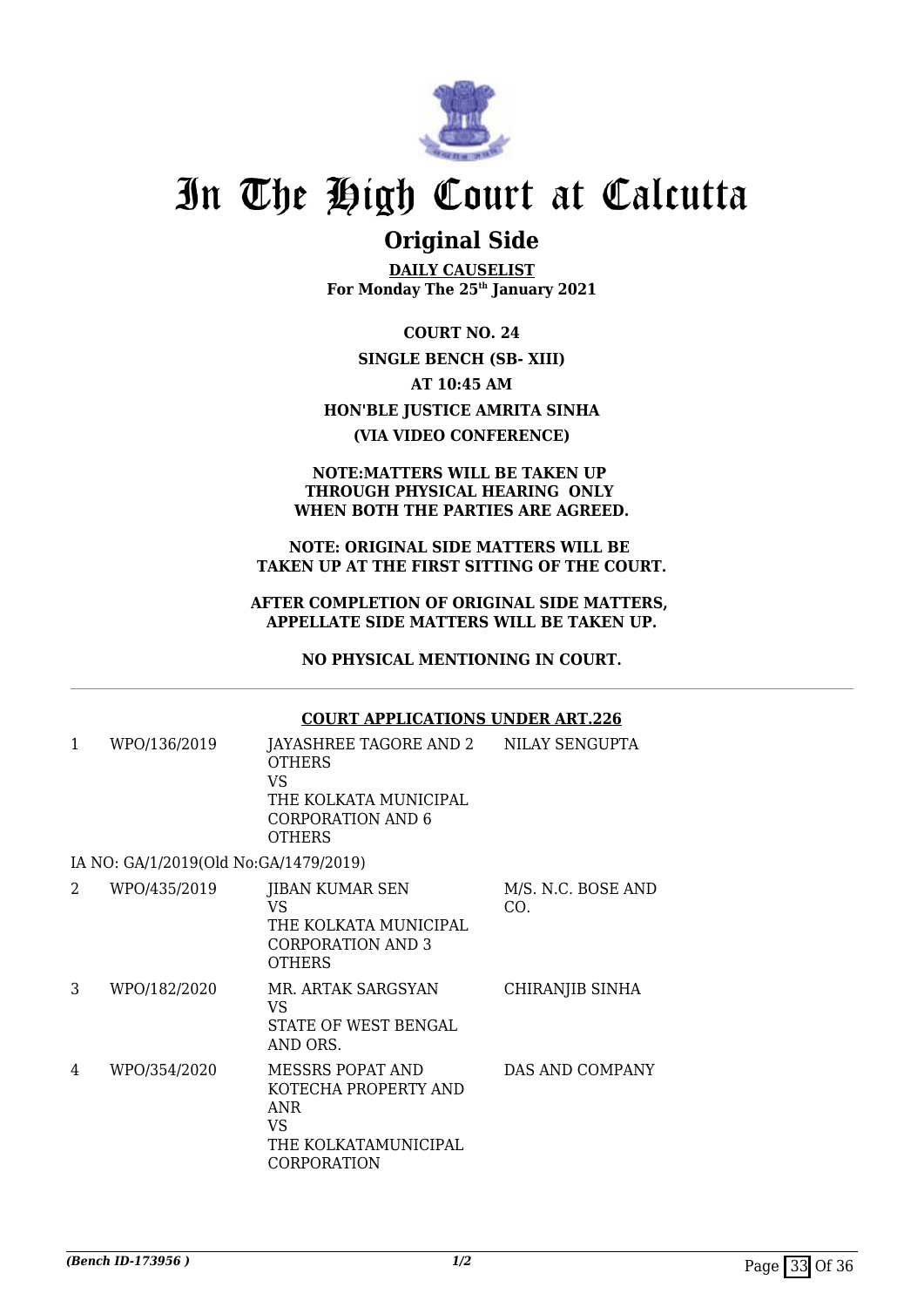# In The High Court at Calcutta

## Original Side

**DAILY CAUSELIST**
**For Monday The 25th January 2021**

**COURT NO. 24**

**SINGLE BENCH (SB- XIII)**

**AT 10:45 AM**

**HON'BLE JUSTICE AMRITA SINHA**

**(VIA VIDEO CONFERENCE)**

**NOTE:MATTERS WILL BE TAKEN UP THROUGH PHYSICAL HEARING ONLY WHEN BOTH THE PARTIES ARE AGREED.**

**NOTE: ORIGINAL SIDE MATTERS WILL BE TAKEN UP AT THE FIRST SITTING OF THE COURT.**

**AFTER COMPLETION OF ORIGINAL SIDE MATTERS, APPELLATE SIDE MATTERS WILL BE TAKEN UP.**

**NO PHYSICAL MENTIONING IN COURT.**

**COURT APPLICATIONS UNDER ART.226**

| | | | |
|---|---|---|---|
| 1 | WPO/136/2019 | JAYASHREE TAGORE AND 2 OTHERS VS THE KOLKATA MUNICIPAL CORPORATION AND 6 OTHERS | NILAY SENGUPTA |
| | IA NO: GA/1/2019(Old No:GA/1479/2019) | | |
| 2 | WPO/435/2019 | JIBAN KUMAR SEN VS THE KOLKATA MUNICIPAL CORPORATION AND 3 OTHERS | M/S. N.C. BOSE AND CO. |
| 3 | WPO/182/2020 | MR. ARTAK SARGSYAN VS STATE OF WEST BENGAL AND ORS. | CHIRANJIB SINHA |
| 4 | WPO/354/2020 | MESSRS POPAT AND KOTECHA PROPERTY AND ANR VS THE KOLKATAMUNICIPAL CORPORATION | DAS AND COMPANY |

*(Bench ID-173956 )* 1/2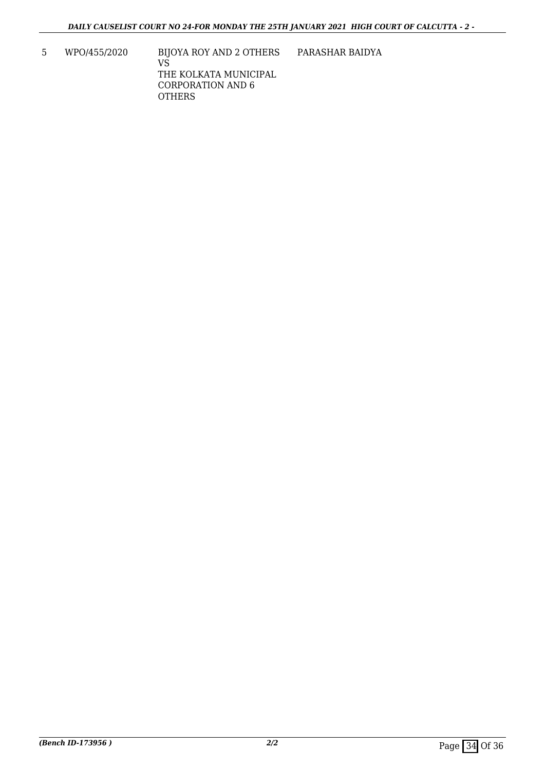| 5 | WPO/455/2020 | BIJOYA ROY AND 2 OTHERS<br>VS<br>THE KOLKATA MUNICIPAL CORPORATION AND 6 OTHERS | PARASHAR BAIDYA |
|---|---|---|---|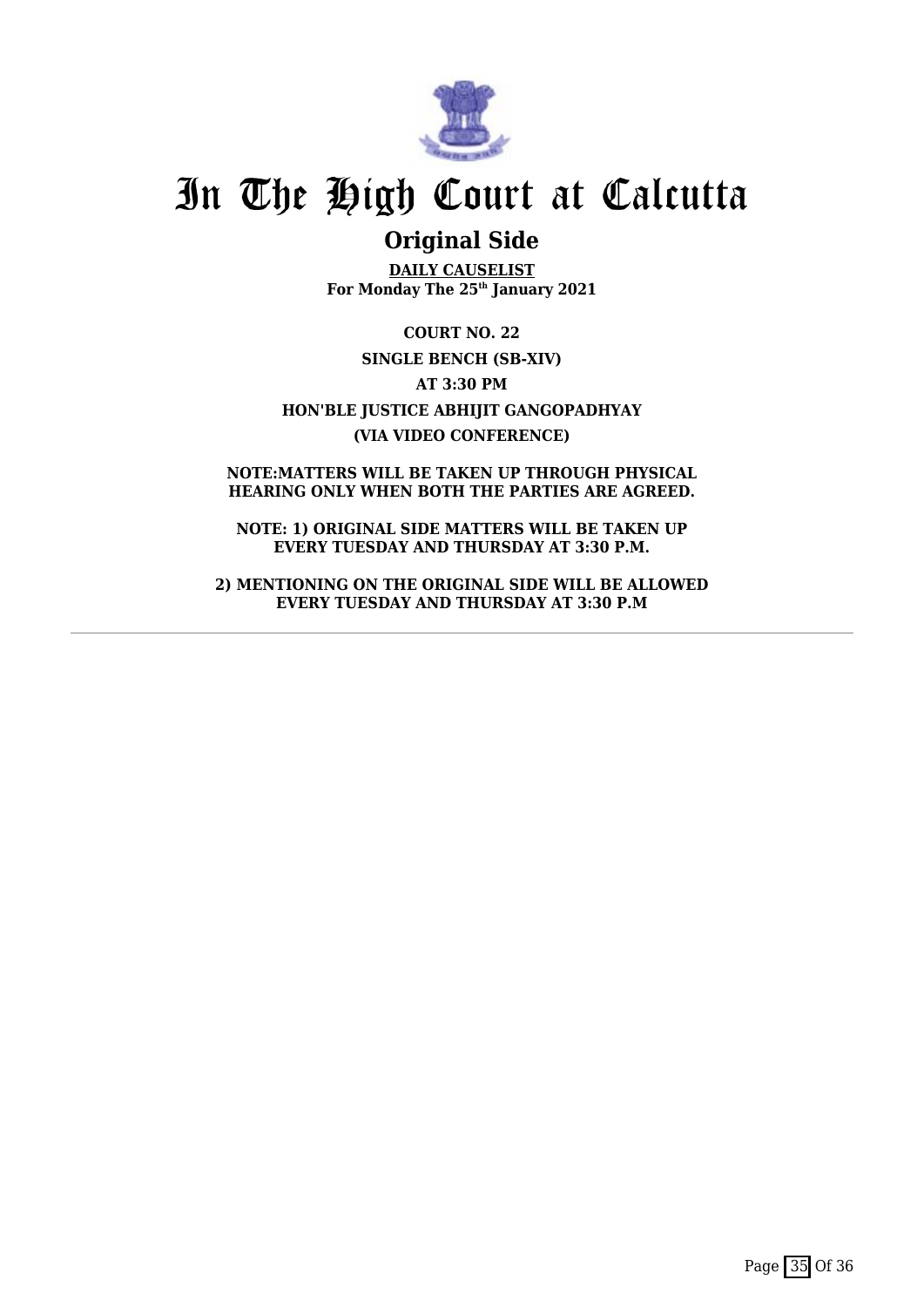# In The High Court at Calcutta

## Original Side

**DAILY CAUSELIST**
**For Monday The 25th January 2021**

**COURT NO. 22**

**SINGLE BENCH (SB-XIV)**

**AT 3:30 PM**

**HON'BLE JUSTICE ABHIJIT GANGOPADHYAY**

**(VIA VIDEO CONFERENCE)**

**NOTE:MATTERS WILL BE TAKEN UP THROUGH PHYSICAL HEARING ONLY WHEN BOTH THE PARTIES ARE AGREED.**

**NOTE: 1) ORIGINAL SIDE MATTERS WILL BE TAKEN UP EVERY TUESDAY AND THURSDAY AT 3:30 P.M.**

**2) MENTIONING ON THE ORIGINAL SIDE WILL BE ALLOWED EVERY TUESDAY AND THURSDAY AT 3:30 P.M**

---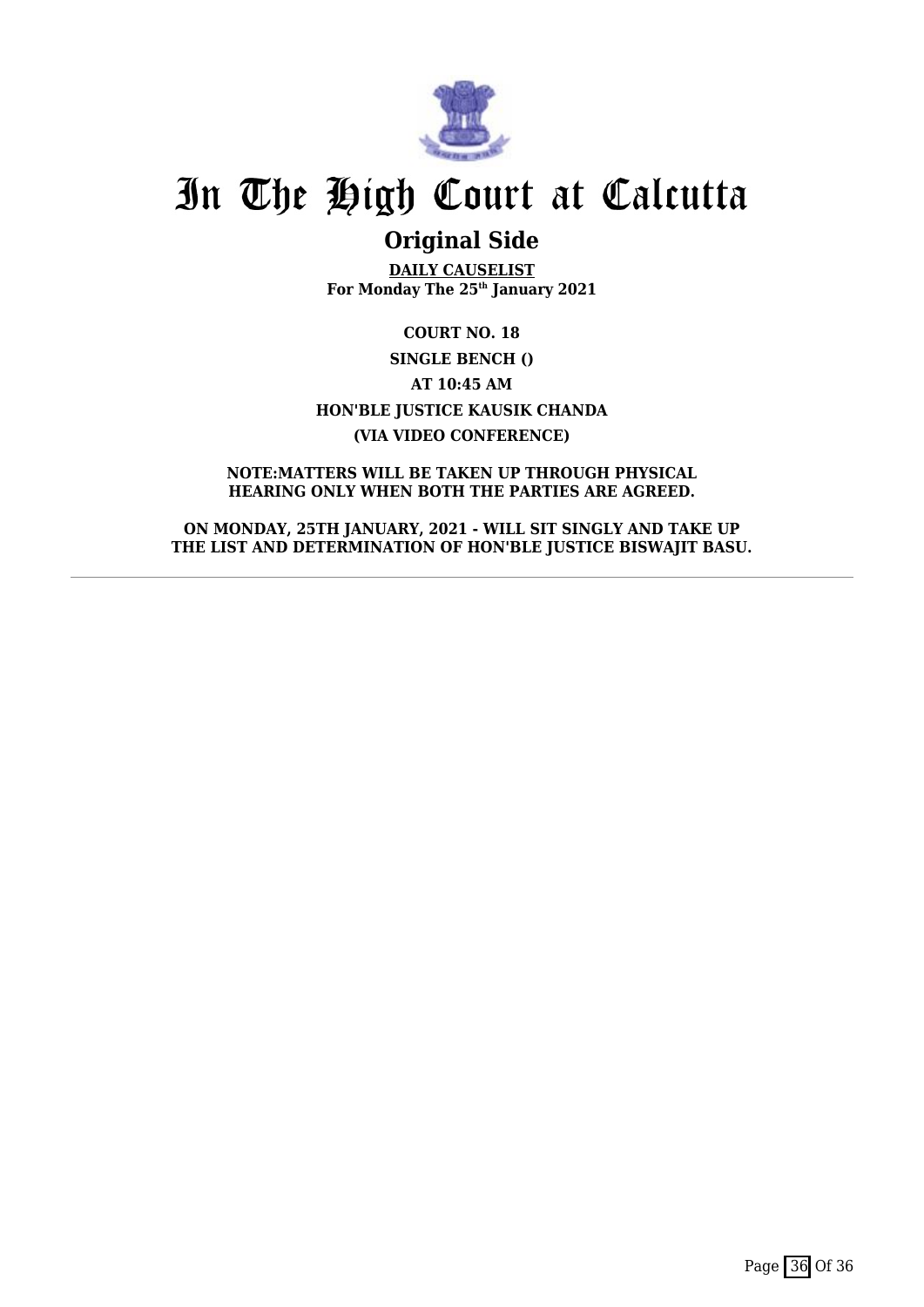# In The High Court at Calcutta

## Original Side

**DAILY CAUSELIST**
**For Monday The 25th January 2021**

**COURT NO. 18**

**SINGLE BENCH ()**

**AT 10:45 AM**

**HON'BLE JUSTICE KAUSIK CHANDA**

**(VIA VIDEO CONFERENCE)**

**NOTE:MATTERS WILL BE TAKEN UP THROUGH PHYSICAL HEARING ONLY WHEN BOTH THE PARTIES ARE AGREED.**

**ON MONDAY, 25TH JANUARY, 2021 - WILL SIT SINGLY AND TAKE UP THE LIST AND DETERMINATION OF HON'BLE JUSTICE BISWAJIT BASU.**